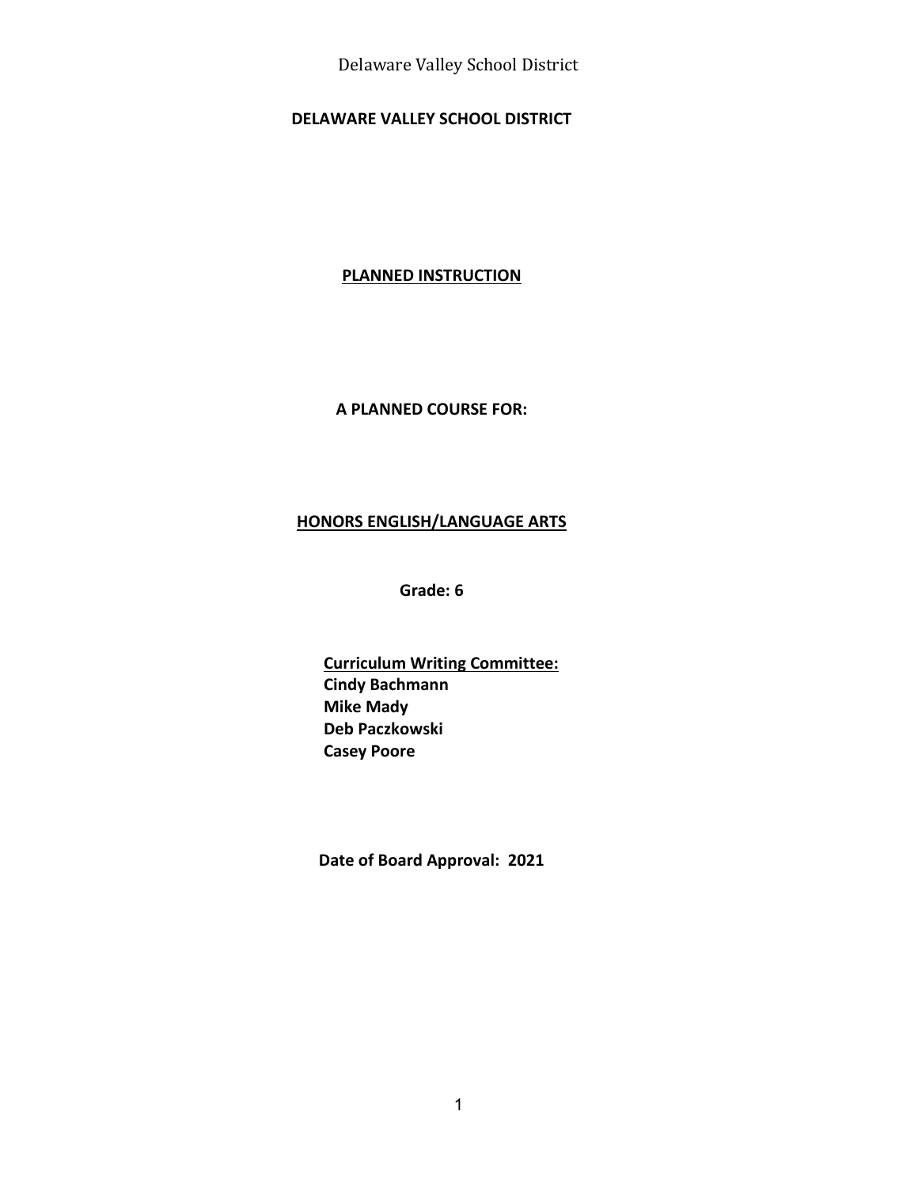# DELAWARE VALLEY SCHOOL DISTRICT

## PLANNED INSTRUCTION

**A PLANNED COURSE FOR:**

## HONORS ENGLISH/LANGUAGE ARTS

**Grade: 6**

**Curriculum Writing Committee:**
**Cindy Bachmann**
**Mike Mady**
**Deb Paczkowski**
**Casey Poore**

**Date of Board Approval: 2021**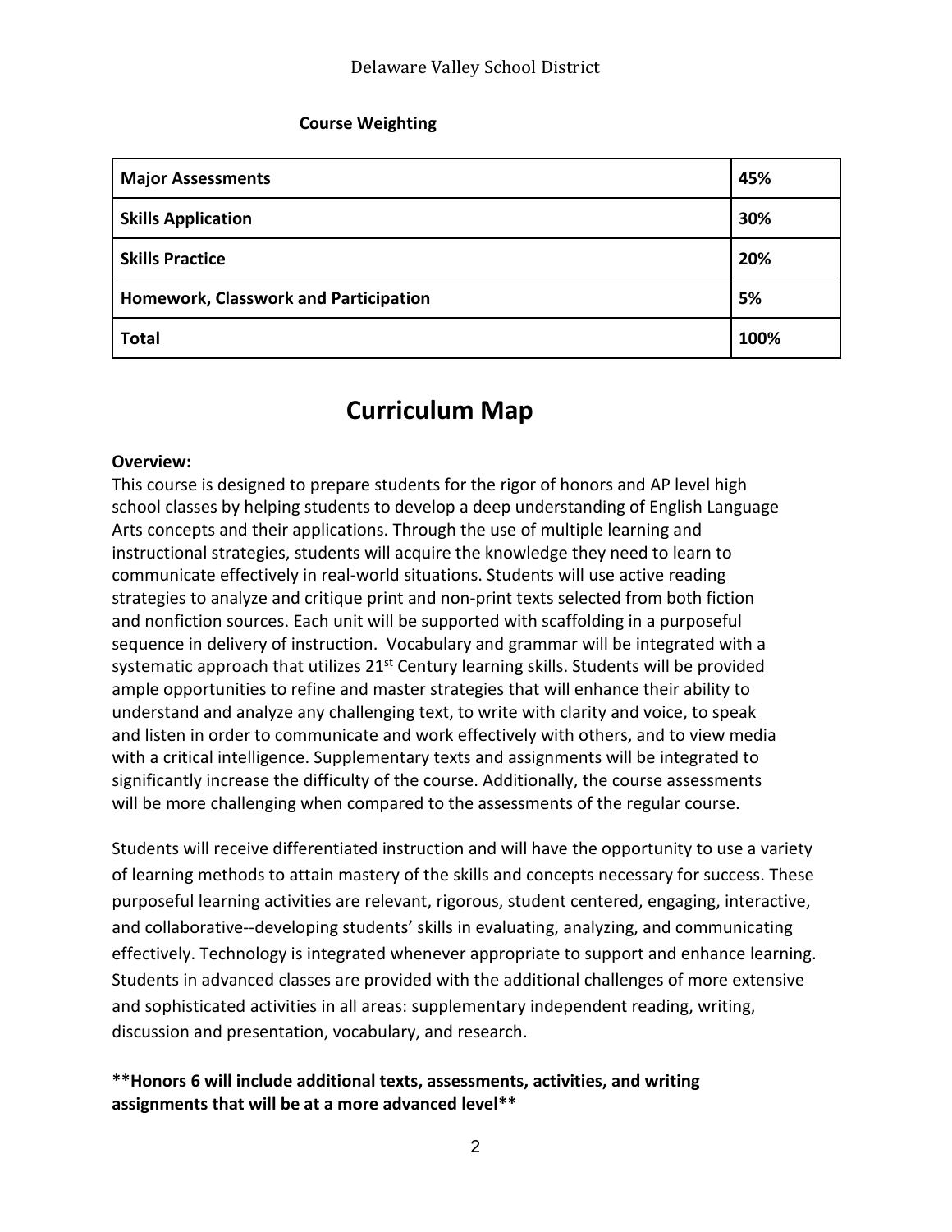**Course Weighting**

| **Major Assessments** | **45%** |
| --- | --- |
| **Skills Application** | **30%** |
| **Skills Practice** | **20%** |
| **Homework, Classwork and Participation** | **5%** |
| **Total** | **100%** |

# Curriculum Map

**Overview:**
This course is designed to prepare students for the rigor of honors and AP level high school classes by helping students to develop a deep understanding of English Language Arts concepts and their applications. Through the use of multiple learning and instructional strategies, students will acquire the knowledge they need to learn to communicate effectively in real-world situations. Students will use active reading strategies to analyze and critique print and non-print texts selected from both fiction and nonfiction sources. Each unit will be supported with scaffolding in a purposeful sequence in delivery of instruction. Vocabulary and grammar will be integrated with a systematic approach that utilizes 21st Century learning skills. Students will be provided ample opportunities to refine and master strategies that will enhance their ability to understand and analyze any challenging text, to write with clarity and voice, to speak and listen in order to communicate and work effectively with others, and to view media with a critical intelligence. Supplementary texts and assignments will be integrated to significantly increase the difficulty of the course. Additionally, the course assessments will be more challenging when compared to the assessments of the regular course.

Students will receive differentiated instruction and will have the opportunity to use a variety of learning methods to attain mastery of the skills and concepts necessary for success. These purposeful learning activities are relevant, rigorous, student centered, engaging, interactive, and collaborative--developing students' skills in evaluating, analyzing, and communicating effectively. Technology is integrated whenever appropriate to support and enhance learning. Students in advanced classes are provided with the additional challenges of more extensive and sophisticated activities in all areas: supplementary independent reading, writing, discussion and presentation, vocabulary, and research.

****Honors 6 will include additional texts, assessments, activities, and writing assignments that will be at a more advanced level****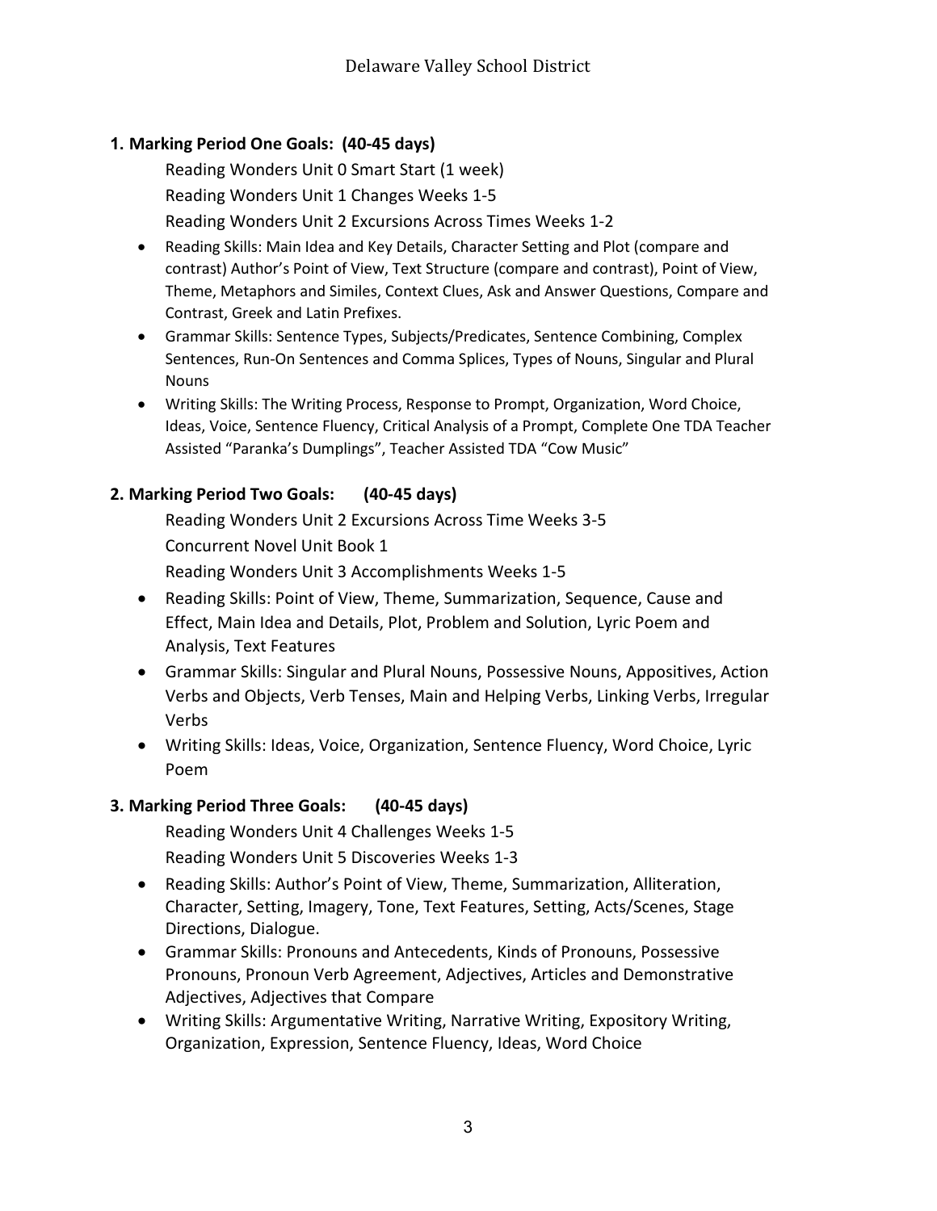**1. Marking Period One Goals: (40-45 days)**

Reading Wonders Unit 0 Smart Start (1 week)
Reading Wonders Unit 1 Changes Weeks 1-5
Reading Wonders Unit 2 Excursions Across Times Weeks 1-2

- Reading Skills: Main Idea and Key Details, Character Setting and Plot (compare and contrast) Author's Point of View, Text Structure (compare and contrast), Point of View, Theme, Metaphors and Similes, Context Clues, Ask and Answer Questions, Compare and Contrast, Greek and Latin Prefixes.
- Grammar Skills: Sentence Types, Subjects/Predicates, Sentence Combining, Complex Sentences, Run-On Sentences and Comma Splices, Types of Nouns, Singular and Plural Nouns
- Writing Skills: The Writing Process, Response to Prompt, Organization, Word Choice, Ideas, Voice, Sentence Fluency, Critical Analysis of a Prompt, Complete One TDA Teacher Assisted "Paranka's Dumplings", Teacher Assisted TDA "Cow Music"

**2. Marking Period Two Goals: (40-45 days)**

Reading Wonders Unit 2 Excursions Across Time Weeks 3-5
Concurrent Novel Unit Book 1
Reading Wonders Unit 3 Accomplishments Weeks 1-5

- Reading Skills: Point of View, Theme, Summarization, Sequence, Cause and Effect, Main Idea and Details, Plot, Problem and Solution, Lyric Poem and Analysis, Text Features
- Grammar Skills: Singular and Plural Nouns, Possessive Nouns, Appositives, Action Verbs and Objects, Verb Tenses, Main and Helping Verbs, Linking Verbs, Irregular Verbs
- Writing Skills: Ideas, Voice, Organization, Sentence Fluency, Word Choice, Lyric Poem

**3. Marking Period Three Goals: (40-45 days)**

Reading Wonders Unit 4 Challenges Weeks 1-5
Reading Wonders Unit 5 Discoveries Weeks 1-3

- Reading Skills: Author's Point of View, Theme, Summarization, Alliteration, Character, Setting, Imagery, Tone, Text Features, Setting, Acts/Scenes, Stage Directions, Dialogue.
- Grammar Skills: Pronouns and Antecedents, Kinds of Pronouns, Possessive Pronouns, Pronoun Verb Agreement, Adjectives, Articles and Demonstrative Adjectives, Adjectives that Compare
- Writing Skills: Argumentative Writing, Narrative Writing, Expository Writing, Organization, Expression, Sentence Fluency, Ideas, Word Choice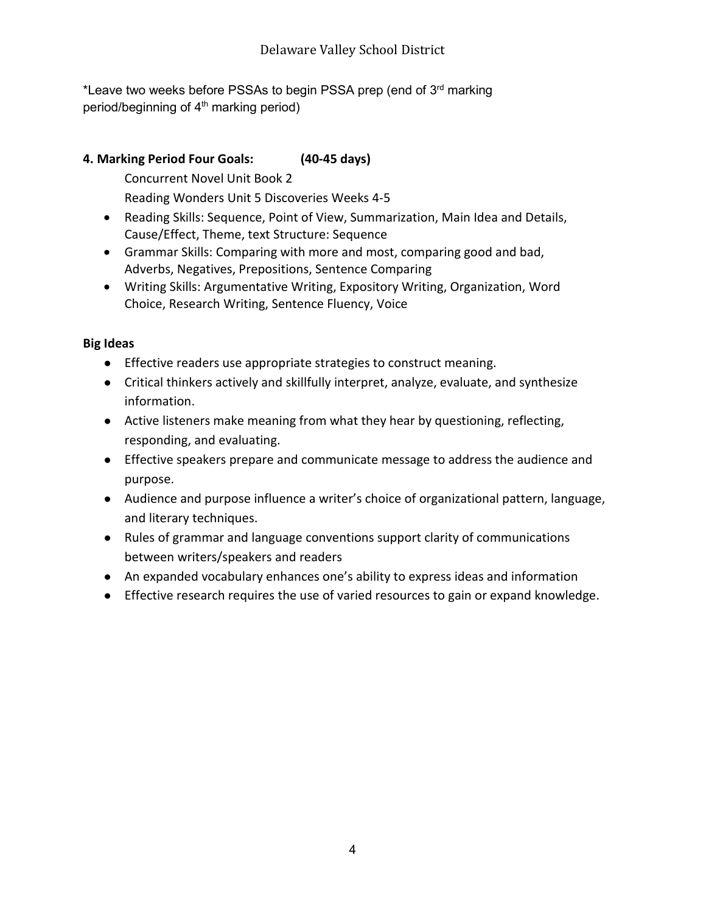*Leave two weeks before PSSAs to begin PSSA prep (end of 3rd marking period/beginning of 4th marking period)

**4. Marking Period Four Goals: (40-45 days)**

Concurrent Novel Unit Book 2

Reading Wonders Unit 5 Discoveries Weeks 4-5

- Reading Skills: Sequence, Point of View, Summarization, Main Idea and Details, Cause/Effect, Theme, text Structure: Sequence
- Grammar Skills: Comparing with more and most, comparing good and bad, Adverbs, Negatives, Prepositions, Sentence Comparing
- Writing Skills: Argumentative Writing, Expository Writing, Organization, Word Choice, Research Writing, Sentence Fluency, Voice

**Big Ideas**

- Effective readers use appropriate strategies to construct meaning.
- Critical thinkers actively and skillfully interpret, analyze, evaluate, and synthesize information.
- Active listeners make meaning from what they hear by questioning, reflecting, responding, and evaluating.
- Effective speakers prepare and communicate message to address the audience and purpose.
- Audience and purpose influence a writer's choice of organizational pattern, language, and literary techniques.
- Rules of grammar and language conventions support clarity of communications between writers/speakers and readers
- An expanded vocabulary enhances one's ability to express ideas and information
- Effective research requires the use of varied resources to gain or expand knowledge.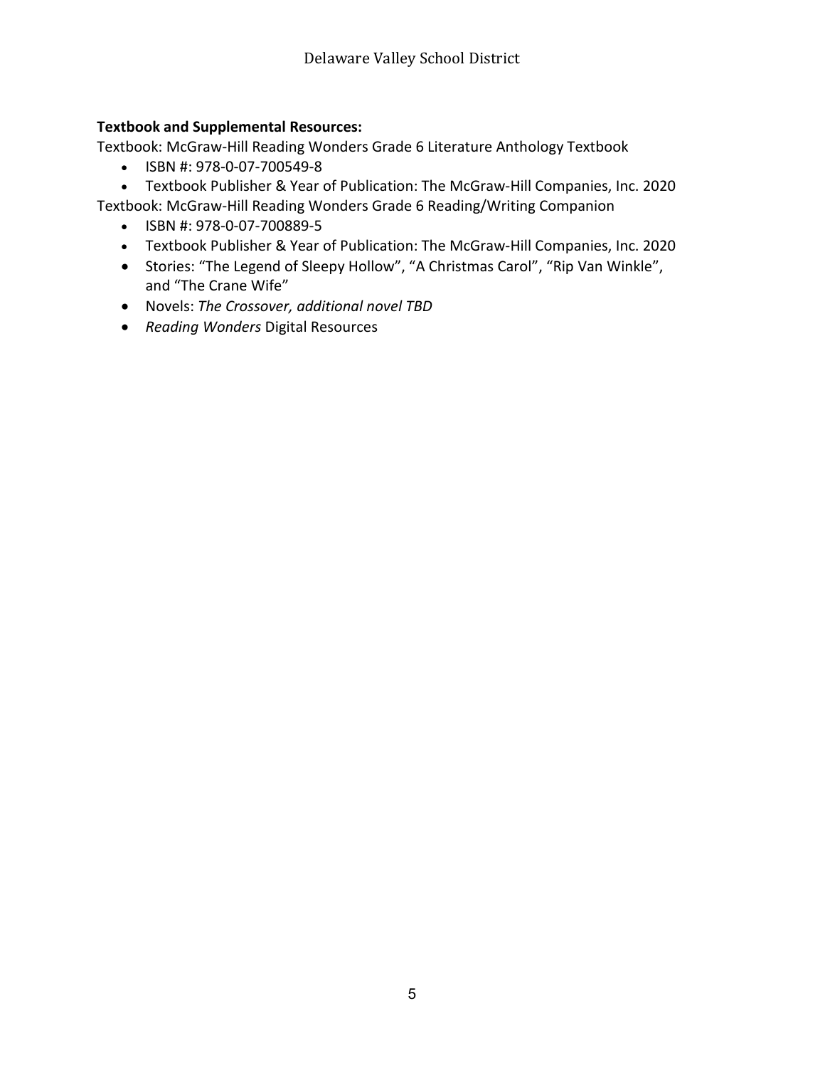**Textbook and Supplemental Resources:**

Textbook: McGraw-Hill Reading Wonders Grade 6 Literature Anthology Textbook

- ISBN #: 978-0-07-700549-8
- Textbook Publisher & Year of Publication: The McGraw-Hill Companies, Inc. 2020

Textbook: McGraw-Hill Reading Wonders Grade 6 Reading/Writing Companion

- ISBN #: 978-0-07-700889-5
- Textbook Publisher & Year of Publication: The McGraw-Hill Companies, Inc. 2020
- Stories: "The Legend of Sleepy Hollow", "A Christmas Carol", "Rip Van Winkle", and "The Crane Wife"
- Novels: *The Crossover, additional novel TBD*
- *Reading Wonders* Digital Resources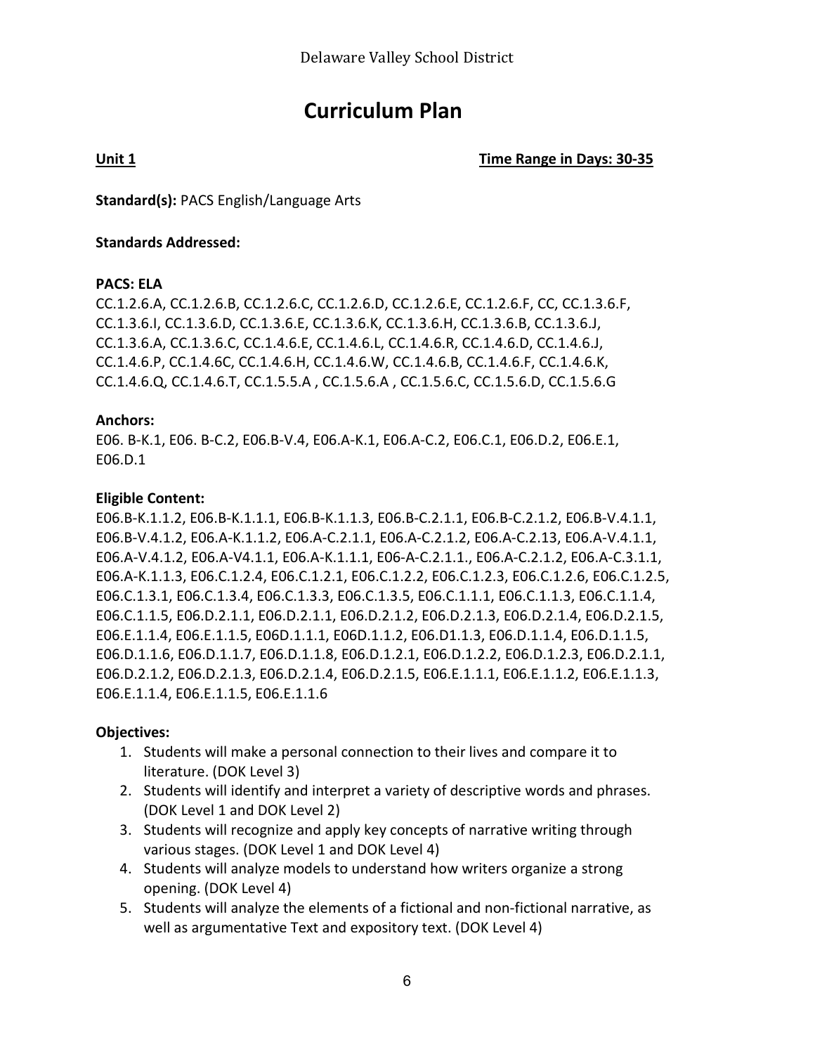# Curriculum Plan

**Unit 1** **Time Range in Days: 30-35**

**Standard(s):** PACS English/Language Arts

**Standards Addressed:**

**PACS: ELA**

CC.1.2.6.A, CC.1.2.6.B, CC.1.2.6.C, CC.1.2.6.D, CC.1.2.6.E, CC.1.2.6.F, CC, CC.1.3.6.F, CC.1.3.6.I, CC.1.3.6.D, CC.1.3.6.E, CC.1.3.6.K, CC.1.3.6.H, CC.1.3.6.B, CC.1.3.6.J, CC.1.3.6.A, CC.1.3.6.C, CC.1.4.6.E, CC.1.4.6.L, CC.1.4.6.R, CC.1.4.6.D, CC.1.4.6.J, CC.1.4.6.P, CC.1.4.6C, CC.1.4.6.H, CC.1.4.6.W, CC.1.4.6.B, CC.1.4.6.F, CC.1.4.6.K, CC.1.4.6.Q, CC.1.4.6.T, CC.1.5.5.A , CC.1.5.6.A , CC.1.5.6.C, CC.1.5.6.D, CC.1.5.6.G

**Anchors:**

E06. B-K.1, E06. B-C.2, E06.B-V.4, E06.A-K.1, E06.A-C.2, E06.C.1, E06.D.2, E06.E.1, E06.D.1

**Eligible Content:**

E06.B-K.1.1.2, E06.B-K.1.1.1, E06.B-K.1.1.3, E06.B-C.2.1.1, E06.B-C.2.1.2, E06.B-V.4.1.1, E06.B-V.4.1.2, E06.A-K.1.1.2, E06.A-C.2.1.1, E06.A-C.2.1.2, E06.A-C.2.13, E06.A-V.4.1.1, E06.A-V.4.1.2, E06.A-V4.1.1, E06.A-K.1.1.1, E06-A-C.2.1.1., E06.A-C.2.1.2, E06.A-C.3.1.1, E06.A-K.1.1.3, E06.C.1.2.4, E06.C.1.2.1, E06.C.1.2.2, E06.C.1.2.3, E06.C.1.2.6, E06.C.1.2.5, E06.C.1.3.1, E06.C.1.3.4, E06.C.1.3.3, E06.C.1.3.5, E06.C.1.1.1, E06.C.1.1.3, E06.C.1.1.4, E06.C.1.1.5, E06.D.2.1.1, E06.D.2.1.1, E06.D.2.1.2, E06.D.2.1.3, E06.D.2.1.4, E06.D.2.1.5, E06.E.1.1.4, E06.E.1.1.5, E06D.1.1.1, E06D.1.1.2, E06.D1.1.3, E06.D.1.1.4, E06.D.1.1.5, E06.D.1.1.6, E06.D.1.1.7, E06.D.1.1.8, E06.D.1.2.1, E06.D.1.2.2, E06.D.1.2.3, E06.D.2.1.1, E06.D.2.1.2, E06.D.2.1.3, E06.D.2.1.4, E06.D.2.1.5, E06.E.1.1.1, E06.E.1.1.2, E06.E.1.1.3, E06.E.1.1.4, E06.E.1.1.5, E06.E.1.1.6

**Objectives:**

1. Students will make a personal connection to their lives and compare it to literature. (DOK Level 3)
2. Students will identify and interpret a variety of descriptive words and phrases. (DOK Level 1 and DOK Level 2)
3. Students will recognize and apply key concepts of narrative writing through various stages. (DOK Level 1 and DOK Level 4)
4. Students will analyze models to understand how writers organize a strong opening. (DOK Level 4)
5. Students will analyze the elements of a fictional and non-fictional narrative, as well as argumentative Text and expository text. (DOK Level 4)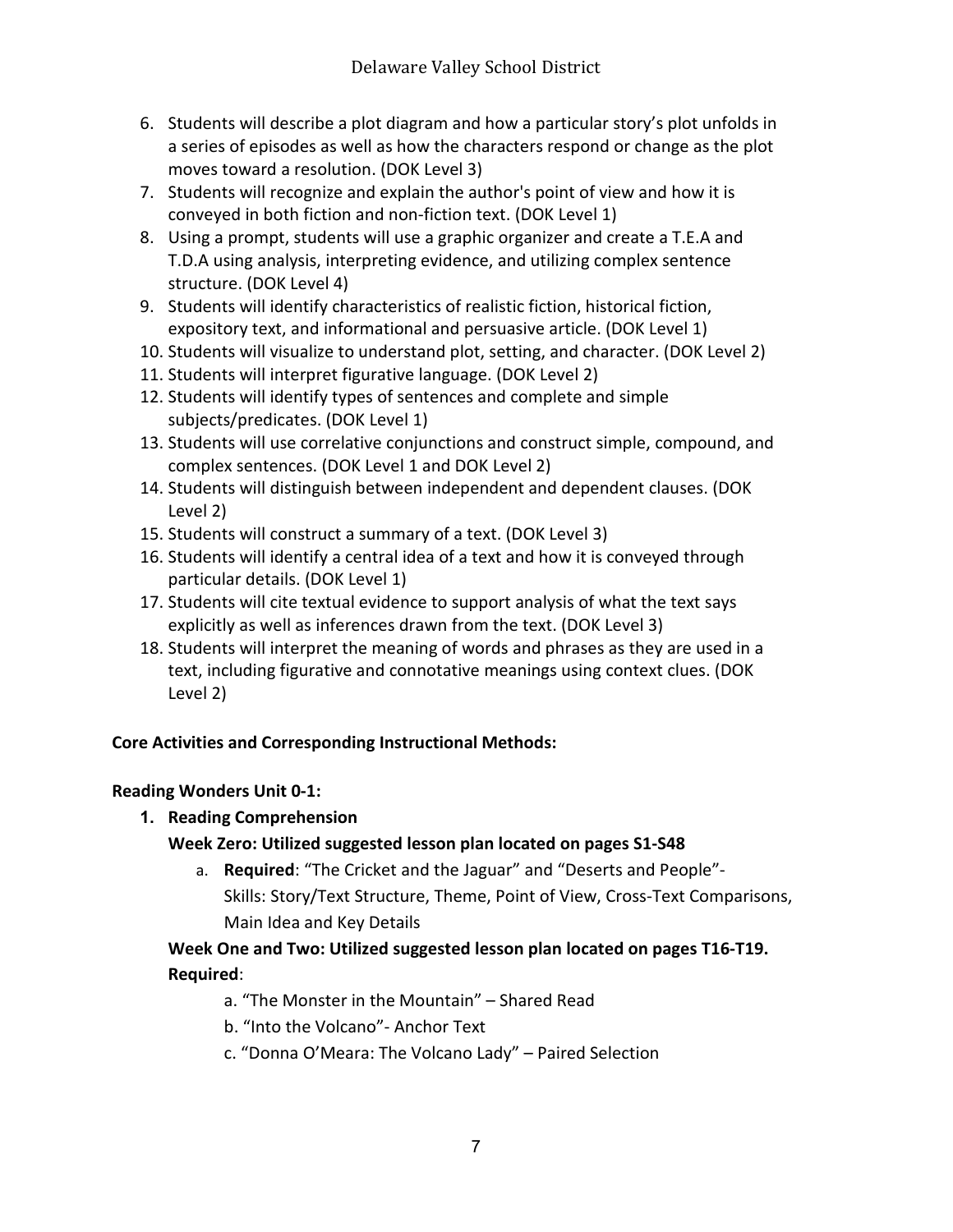6. Students will describe a plot diagram and how a particular story's plot unfolds in a series of episodes as well as how the characters respond or change as the plot moves toward a resolution. (DOK Level 3)
7. Students will recognize and explain the author's point of view and how it is conveyed in both fiction and non-fiction text. (DOK Level 1)
8. Using a prompt, students will use a graphic organizer and create a T.E.A and T.D.A using analysis, interpreting evidence, and utilizing complex sentence structure. (DOK Level 4)
9. Students will identify characteristics of realistic fiction, historical fiction, expository text, and informational and persuasive article. (DOK Level 1)
10. Students will visualize to understand plot, setting, and character. (DOK Level 2)
11. Students will interpret figurative language. (DOK Level 2)
12. Students will identify types of sentences and complete and simple subjects/predicates. (DOK Level 1)
13. Students will use correlative conjunctions and construct simple, compound, and complex sentences. (DOK Level 1 and DOK Level 2)
14. Students will distinguish between independent and dependent clauses. (DOK Level 2)
15. Students will construct a summary of a text. (DOK Level 3)
16. Students will identify a central idea of a text and how it is conveyed through particular details. (DOK Level 1)
17. Students will cite textual evidence to support analysis of what the text says explicitly as well as inferences drawn from the text. (DOK Level 3)
18. Students will interpret the meaning of words and phrases as they are used in a text, including figurative and connotative meanings using context clues. (DOK Level 2)

**Core Activities and Corresponding Instructional Methods:**

**Reading Wonders Unit 0-1:**

1. **Reading Comprehension**

   **Week Zero: Utilized suggested lesson plan located on pages S1-S48**

   a. **Required**: "The Cricket and the Jaguar" and "Deserts and People"- Skills: Story/Text Structure, Theme, Point of View, Cross-Text Comparisons, Main Idea and Key Details

   **Week One and Two: Utilized suggested lesson plan located on pages T16-T19. Required**:

   a. "The Monster in the Mountain" – Shared Read
   b. "Into the Volcano"- Anchor Text
   c. "Donna O'Meara: The Volcano Lady" – Paired Selection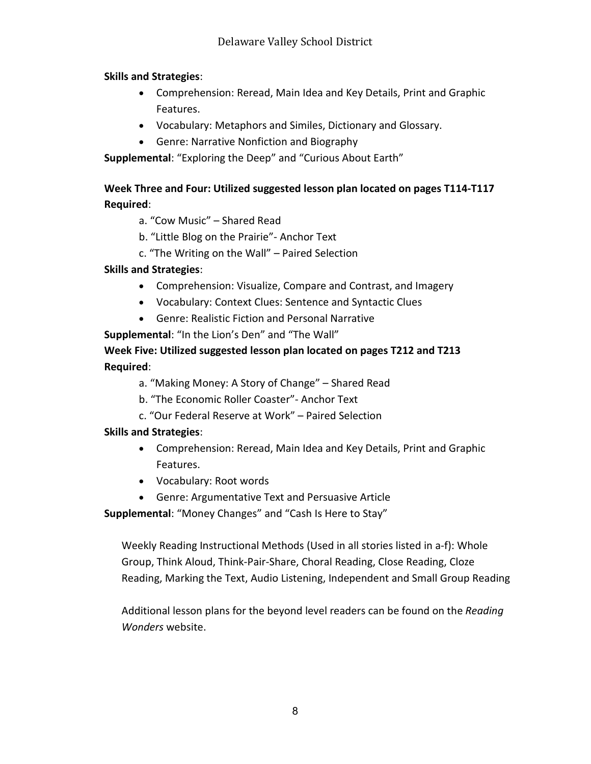**Skills and Strategies**:

- Comprehension: Reread, Main Idea and Key Details, Print and Graphic Features.
- Vocabulary: Metaphors and Similes, Dictionary and Glossary.
- Genre: Narrative Nonfiction and Biography

**Supplemental**: "Exploring the Deep" and "Curious About Earth"

**Week Three and Four: Utilized suggested lesson plan located on pages T114-T117**
**Required**:

a. "Cow Music" – Shared Read
b. "Little Blog on the Prairie"- Anchor Text
c. "The Writing on the Wall" – Paired Selection

**Skills and Strategies**:

- Comprehension: Visualize, Compare and Contrast, and Imagery
- Vocabulary: Context Clues: Sentence and Syntactic Clues
- Genre: Realistic Fiction and Personal Narrative

**Supplemental**: "In the Lion's Den" and "The Wall"

**Week Five: Utilized suggested lesson plan located on pages T212 and T213**
**Required**:

a. "Making Money: A Story of Change" – Shared Read
b. "The Economic Roller Coaster"- Anchor Text
c. "Our Federal Reserve at Work" – Paired Selection

**Skills and Strategies**:

- Comprehension: Reread, Main Idea and Key Details, Print and Graphic Features.
- Vocabulary: Root words
- Genre: Argumentative Text and Persuasive Article

**Supplemental**: "Money Changes" and "Cash Is Here to Stay"

Weekly Reading Instructional Methods (Used in all stories listed in a-f): Whole Group, Think Aloud, Think-Pair-Share, Choral Reading, Close Reading, Cloze Reading, Marking the Text, Audio Listening, Independent and Small Group Reading

Additional lesson plans for the beyond level readers can be found on the *Reading Wonders* website.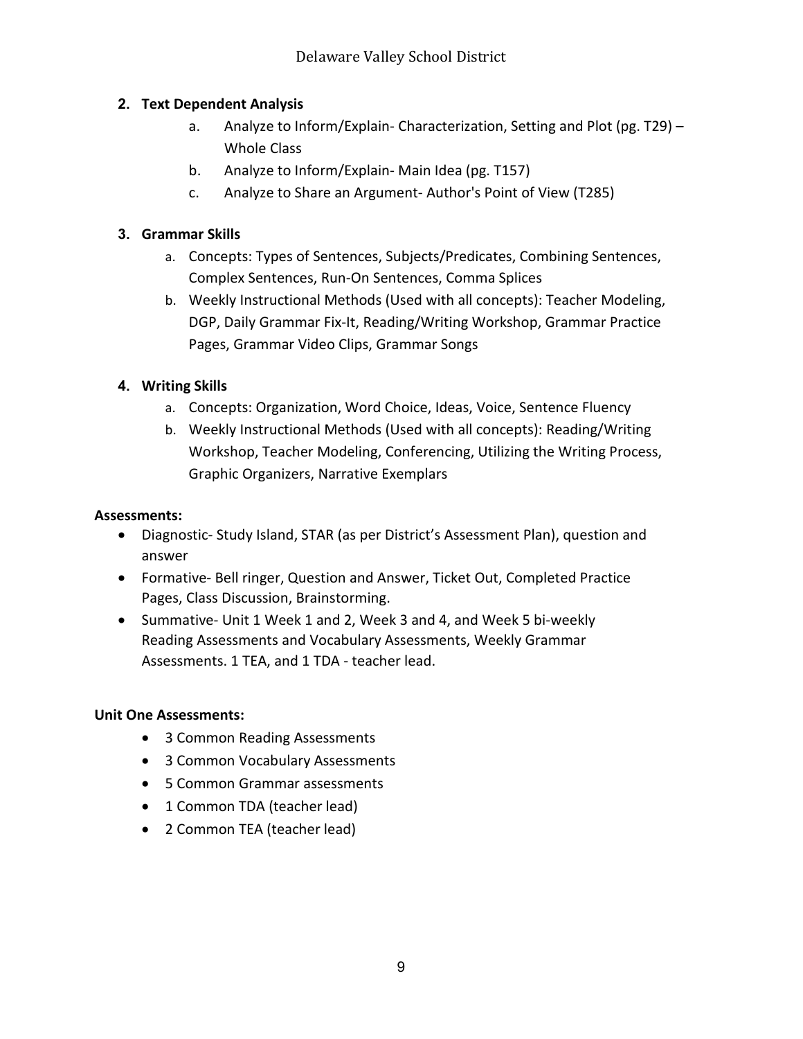2. **Text Dependent Analysis**
    a. Analyze to Inform/Explain- Characterization, Setting and Plot (pg. T29) – Whole Class
    b. Analyze to Inform/Explain- Main Idea (pg. T157)
    c. Analyze to Share an Argument- Author's Point of View (T285)

3. **Grammar Skills**
    a. Concepts: Types of Sentences, Subjects/Predicates, Combining Sentences, Complex Sentences, Run-On Sentences, Comma Splices
    b. Weekly Instructional Methods (Used with all concepts): Teacher Modeling, DGP, Daily Grammar Fix-It, Reading/Writing Workshop, Grammar Practice Pages, Grammar Video Clips, Grammar Songs

4. **Writing Skills**
    a. Concepts: Organization, Word Choice, Ideas, Voice, Sentence Fluency
    b. Weekly Instructional Methods (Used with all concepts): Reading/Writing Workshop, Teacher Modeling, Conferencing, Utilizing the Writing Process, Graphic Organizers, Narrative Exemplars

**Assessments:**

- Diagnostic- Study Island, STAR (as per District's Assessment Plan), question and answer
- Formative- Bell ringer, Question and Answer, Ticket Out, Completed Practice Pages, Class Discussion, Brainstorming.
- Summative- Unit 1 Week 1 and 2, Week 3 and 4, and Week 5 bi-weekly Reading Assessments and Vocabulary Assessments, Weekly Grammar Assessments. 1 TEA, and 1 TDA - teacher lead.

**Unit One Assessments:**

- 3 Common Reading Assessments
- 3 Common Vocabulary Assessments
- 5 Common Grammar assessments
- 1 Common TDA (teacher lead)
- 2 Common TEA (teacher lead)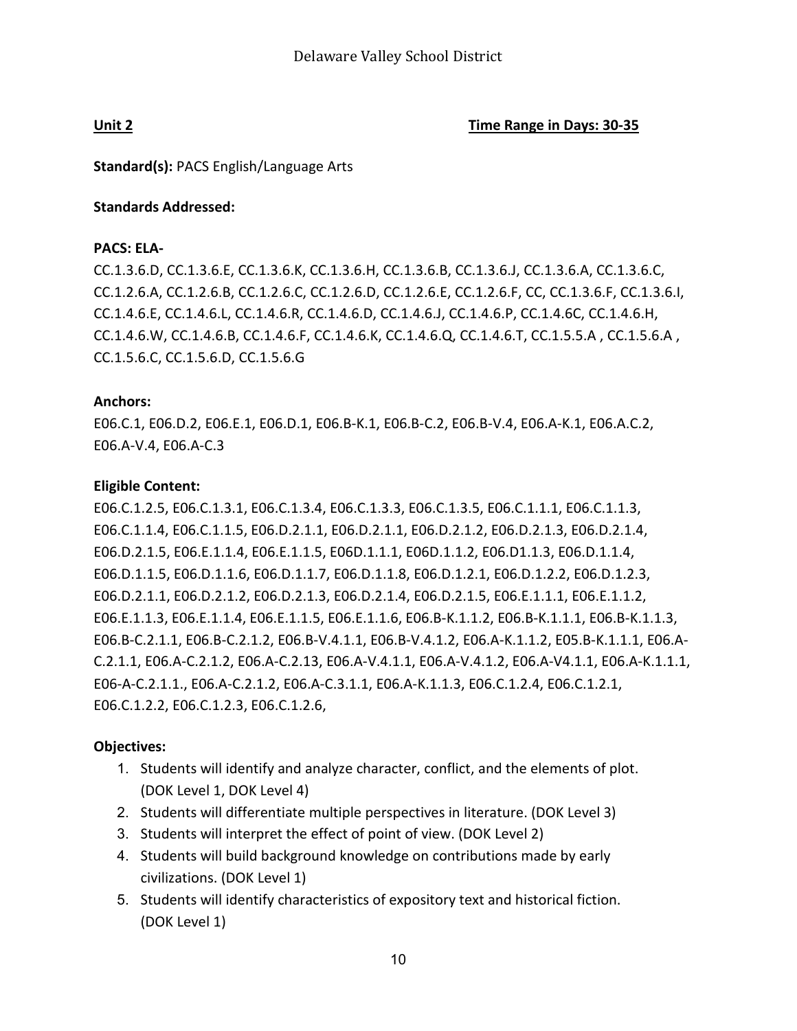**Unit 2** **Time Range in Days: 30-35**

**Standard(s):** PACS English/Language Arts

**Standards Addressed:**

**PACS: ELA-**

CC.1.3.6.D, CC.1.3.6.E, CC.1.3.6.K, CC.1.3.6.H, CC.1.3.6.B, CC.1.3.6.J, CC.1.3.6.A, CC.1.3.6.C, CC.1.2.6.A, CC.1.2.6.B, CC.1.2.6.C, CC.1.2.6.D, CC.1.2.6.E, CC.1.2.6.F, CC, CC.1.3.6.F, CC.1.3.6.I, CC.1.4.6.E, CC.1.4.6.L, CC.1.4.6.R, CC.1.4.6.D, CC.1.4.6.J, CC.1.4.6.P, CC.1.4.6C, CC.1.4.6.H, CC.1.4.6.W, CC.1.4.6.B, CC.1.4.6.F, CC.1.4.6.K, CC.1.4.6.Q, CC.1.4.6.T, CC.1.5.5.A , CC.1.5.6.A , CC.1.5.6.C, CC.1.5.6.D, CC.1.5.6.G

**Anchors:**

E06.C.1, E06.D.2, E06.E.1, E06.D.1, E06.B-K.1, E06.B-C.2, E06.B-V.4, E06.A-K.1, E06.A.C.2, E06.A-V.4, E06.A-C.3

**Eligible Content:**

E06.C.1.2.5, E06.C.1.3.1, E06.C.1.3.4, E06.C.1.3.3, E06.C.1.3.5, E06.C.1.1.1, E06.C.1.1.3, E06.C.1.1.4, E06.C.1.1.5, E06.D.2.1.1, E06.D.2.1.1, E06.D.2.1.2, E06.D.2.1.3, E06.D.2.1.4, E06.D.2.1.5, E06.E.1.1.4, E06.E.1.1.5, E06D.1.1.1, E06D.1.1.2, E06.D1.1.3, E06.D.1.1.4, E06.D.1.1.5, E06.D.1.1.6, E06.D.1.1.7, E06.D.1.1.8, E06.D.1.2.1, E06.D.1.2.2, E06.D.1.2.3, E06.D.2.1.1, E06.D.2.1.2, E06.D.2.1.3, E06.D.2.1.4, E06.D.2.1.5, E06.E.1.1.1, E06.E.1.1.2, E06.E.1.1.3, E06.E.1.1.4, E06.E.1.1.5, E06.E.1.1.6, E06.B-K.1.1.2, E06.B-K.1.1.1, E06.B-K.1.1.3, E06.B-C.2.1.1, E06.B-C.2.1.2, E06.B-V.4.1.1, E06.B-V.4.1.2, E06.A-K.1.1.2, E05.B-K.1.1.1, E06.A-C.2.1.1, E06.A-C.2.1.2, E06.A-C.2.13, E06.A-V.4.1.1, E06.A-V.4.1.2, E06.A-V4.1.1, E06.A-K.1.1.1, E06-A-C.2.1.1., E06.A-C.2.1.2, E06.A-C.3.1.1, E06.A-K.1.1.3, E06.C.1.2.4, E06.C.1.2.1, E06.C.1.2.2, E06.C.1.2.3, E06.C.1.2.6,

**Objectives:**

1. Students will identify and analyze character, conflict, and the elements of plot. (DOK Level 1, DOK Level 4)
2. Students will differentiate multiple perspectives in literature. (DOK Level 3)
3. Students will interpret the effect of point of view. (DOK Level 2)
4. Students will build background knowledge on contributions made by early civilizations. (DOK Level 1)
5. Students will identify characteristics of expository text and historical fiction. (DOK Level 1)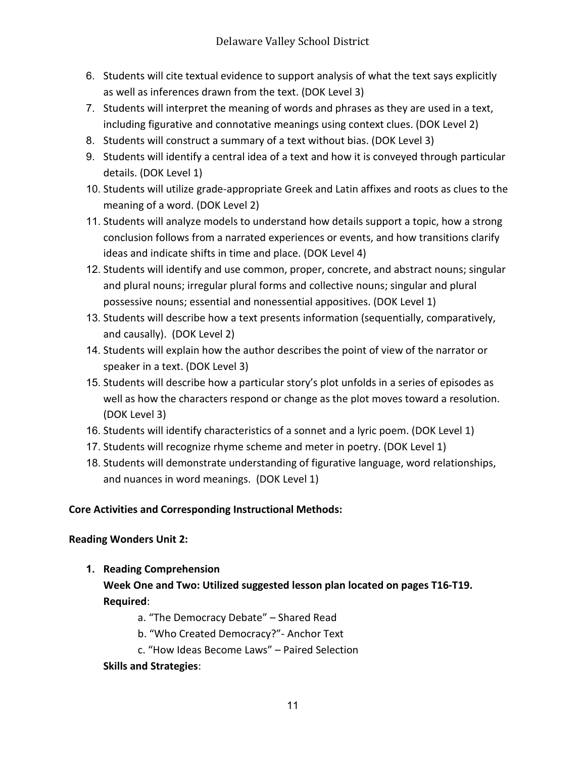6. Students will cite textual evidence to support analysis of what the text says explicitly as well as inferences drawn from the text. (DOK Level 3)
7. Students will interpret the meaning of words and phrases as they are used in a text, including figurative and connotative meanings using context clues. (DOK Level 2)
8. Students will construct a summary of a text without bias. (DOK Level 3)
9. Students will identify a central idea of a text and how it is conveyed through particular details. (DOK Level 1)
10. Students will utilize grade-appropriate Greek and Latin affixes and roots as clues to the meaning of a word. (DOK Level 2)
11. Students will analyze models to understand how details support a topic, how a strong conclusion follows from a narrated experiences or events, and how transitions clarify ideas and indicate shifts in time and place. (DOK Level 4)
12. Students will identify and use common, proper, concrete, and abstract nouns; singular and plural nouns; irregular plural forms and collective nouns; singular and plural possessive nouns; essential and nonessential appositives. (DOK Level 1)
13. Students will describe how a text presents information (sequentially, comparatively, and causally). (DOK Level 2)
14. Students will explain how the author describes the point of view of the narrator or speaker in a text. (DOK Level 3)
15. Students will describe how a particular story's plot unfolds in a series of episodes as well as how the characters respond or change as the plot moves toward a resolution. (DOK Level 3)
16. Students will identify characteristics of a sonnet and a lyric poem. (DOK Level 1)
17. Students will recognize rhyme scheme and meter in poetry. (DOK Level 1)
18. Students will demonstrate understanding of figurative language, word relationships, and nuances in word meanings. (DOK Level 1)

**Core Activities and Corresponding Instructional Methods:**

**Reading Wonders Unit 2:**

1. **Reading Comprehension**

   **Week One and Two: Utilized suggested lesson plan located on pages T16-T19.**

   **Required**:

   a. "The Democracy Debate" – Shared Read

   b. "Who Created Democracy?"- Anchor Text

   c. "How Ideas Become Laws" – Paired Selection

   **Skills and Strategies**: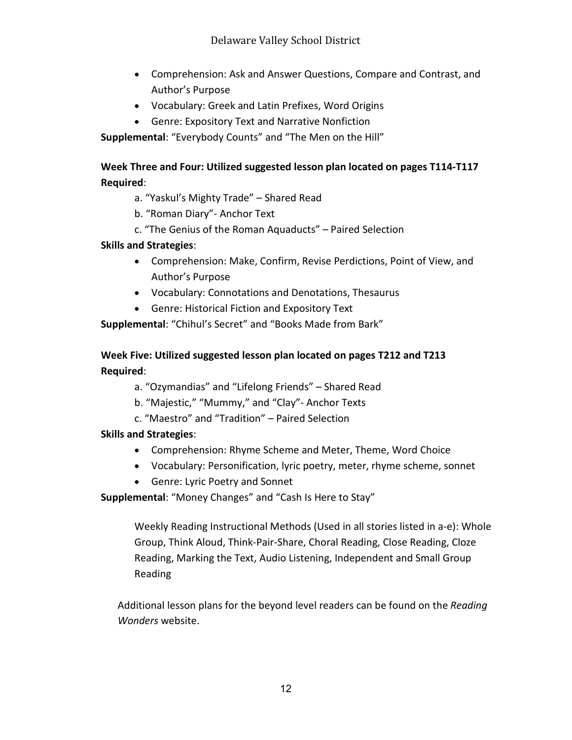- Comprehension: Ask and Answer Questions, Compare and Contrast, and Author's Purpose
- Vocabulary: Greek and Latin Prefixes, Word Origins
- Genre: Expository Text and Narrative Nonfiction

**Supplemental**: "Everybody Counts" and "The Men on the Hill"

**Week Three and Four: Utilized suggested lesson plan located on pages T114-T117**

**Required**:

a. "Yaskul's Mighty Trade" – Shared Read
b. "Roman Diary"- Anchor Text
c. "The Genius of the Roman Aquaducts" – Paired Selection

**Skills and Strategies**:

- Comprehension: Make, Confirm, Revise Perdictions, Point of View, and Author's Purpose
- Vocabulary: Connotations and Denotations, Thesaurus
- Genre: Historical Fiction and Expository Text

**Supplemental**: "Chihul's Secret" and "Books Made from Bark"

**Week Five: Utilized suggested lesson plan located on pages T212 and T213**

**Required**:

a. "Ozymandias" and "Lifelong Friends" – Shared Read
b. "Majestic," "Mummy," and "Clay"- Anchor Texts
c. "Maestro" and "Tradition" – Paired Selection

**Skills and Strategies**:

- Comprehension: Rhyme Scheme and Meter, Theme, Word Choice
- Vocabulary: Personification, lyric poetry, meter, rhyme scheme, sonnet
- Genre: Lyric Poetry and Sonnet

**Supplemental**: "Money Changes" and "Cash Is Here to Stay"

Weekly Reading Instructional Methods (Used in all stories listed in a-e): Whole Group, Think Aloud, Think-Pair-Share, Choral Reading, Close Reading, Cloze Reading, Marking the Text, Audio Listening, Independent and Small Group Reading

Additional lesson plans for the beyond level readers can be found on the *Reading Wonders* website.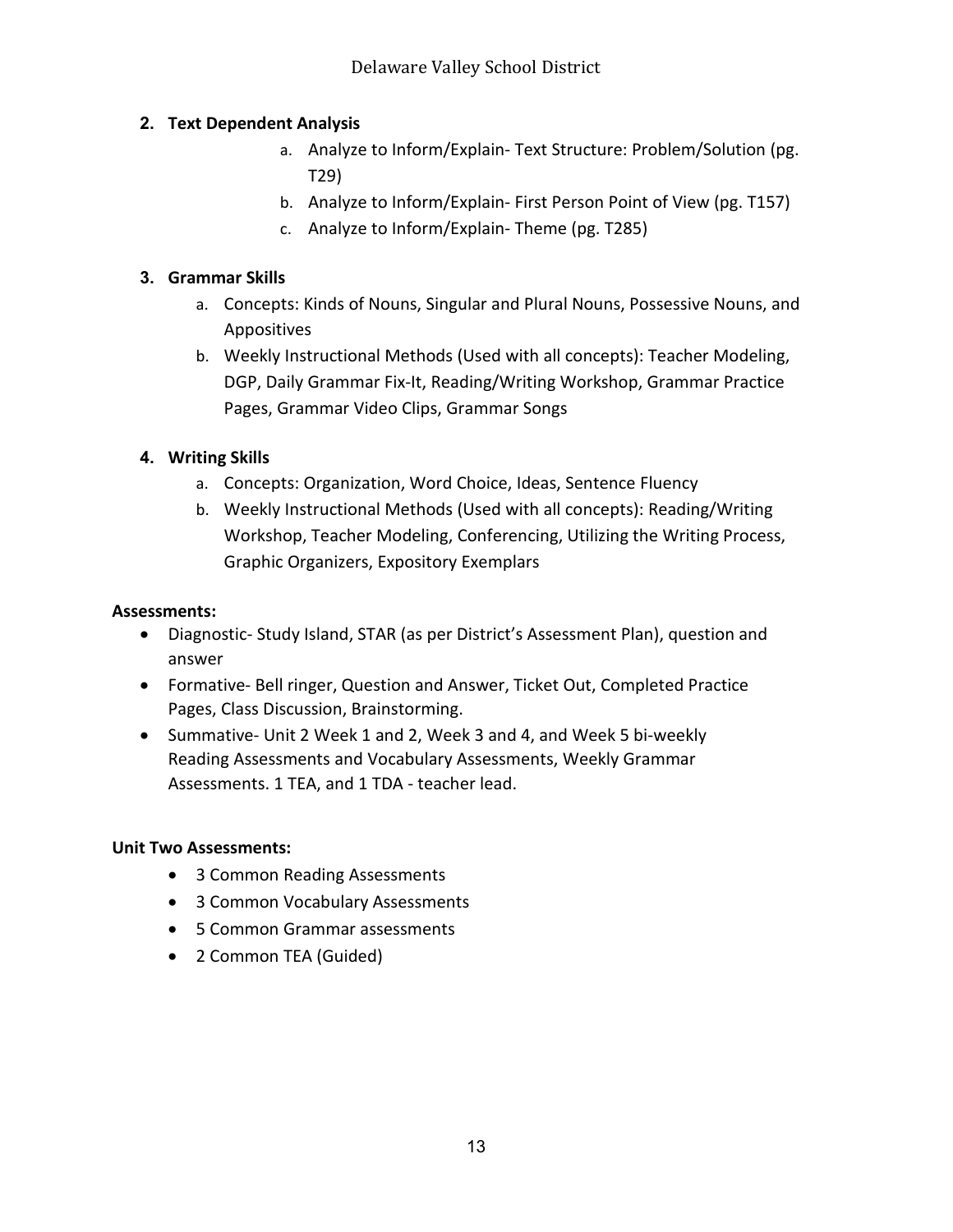2. **Text Dependent Analysis**
    a. Analyze to Inform/Explain- Text Structure: Problem/Solution (pg. T29)
    b. Analyze to Inform/Explain- First Person Point of View (pg. T157)
    c. Analyze to Inform/Explain- Theme (pg. T285)

3. **Grammar Skills**
    a. Concepts: Kinds of Nouns, Singular and Plural Nouns, Possessive Nouns, and Appositives
    b. Weekly Instructional Methods (Used with all concepts): Teacher Modeling, DGP, Daily Grammar Fix-It, Reading/Writing Workshop, Grammar Practice Pages, Grammar Video Clips, Grammar Songs

4. **Writing Skills**
    a. Concepts: Organization, Word Choice, Ideas, Sentence Fluency
    b. Weekly Instructional Methods (Used with all concepts): Reading/Writing Workshop, Teacher Modeling, Conferencing, Utilizing the Writing Process, Graphic Organizers, Expository Exemplars

**Assessments:**

- Diagnostic- Study Island, STAR (as per District's Assessment Plan), question and answer
- Formative- Bell ringer, Question and Answer, Ticket Out, Completed Practice Pages, Class Discussion, Brainstorming.
- Summative- Unit 2 Week 1 and 2, Week 3 and 4, and Week 5 bi-weekly Reading Assessments and Vocabulary Assessments, Weekly Grammar Assessments. 1 TEA, and 1 TDA - teacher lead.

**Unit Two Assessments:**

- 3 Common Reading Assessments
- 3 Common Vocabulary Assessments
- 5 Common Grammar assessments
- 2 Common TEA (Guided)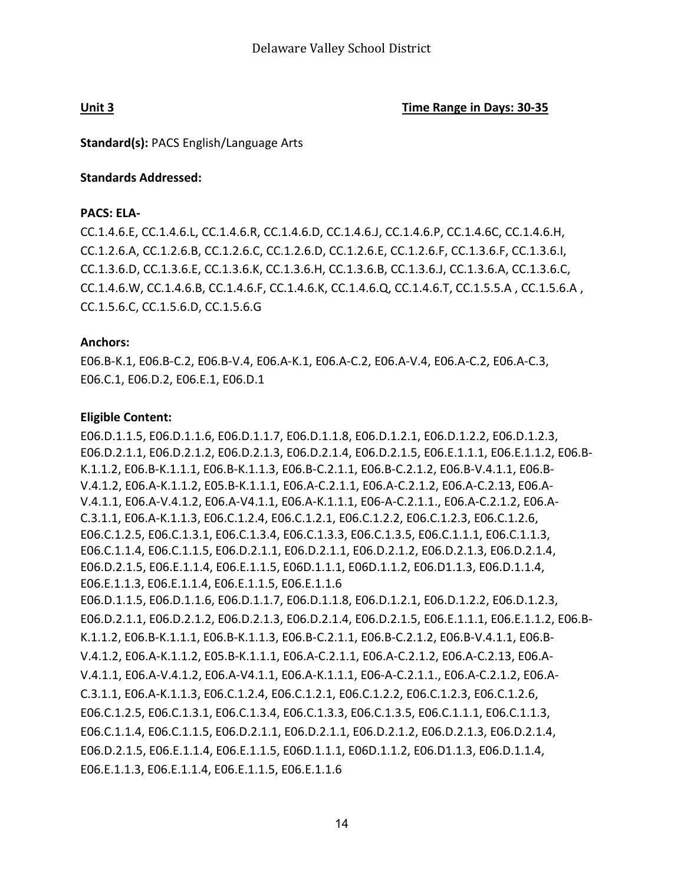**Unit 3** **Time Range in Days: 30-35**

**Standard(s):** PACS English/Language Arts

**Standards Addressed:**

**PACS: ELA-**

CC.1.4.6.E, CC.1.4.6.L, CC.1.4.6.R, CC.1.4.6.D, CC.1.4.6.J, CC.1.4.6.P, CC.1.4.6C, CC.1.4.6.H, CC.1.2.6.A, CC.1.2.6.B, CC.1.2.6.C, CC.1.2.6.D, CC.1.2.6.E, CC.1.2.6.F, CC.1.3.6.F, CC.1.3.6.I, CC.1.3.6.D, CC.1.3.6.E, CC.1.3.6.K, CC.1.3.6.H, CC.1.3.6.B, CC.1.3.6.J, CC.1.3.6.A, CC.1.3.6.C, CC.1.4.6.W, CC.1.4.6.B, CC.1.4.6.F, CC.1.4.6.K, CC.1.4.6.Q, CC.1.4.6.T, CC.1.5.5.A , CC.1.5.6.A , CC.1.5.6.C, CC.1.5.6.D, CC.1.5.6.G

**Anchors:**

E06.B-K.1, E06.B-C.2, E06.B-V.4, E06.A-K.1, E06.A-C.2, E06.A-V.4, E06.A-C.2, E06.A-C.3, E06.C.1, E06.D.2, E06.E.1, E06.D.1

**Eligible Content:**

E06.D.1.1.5, E06.D.1.1.6, E06.D.1.1.7, E06.D.1.1.8, E06.D.1.2.1, E06.D.1.2.2, E06.D.1.2.3, E06.D.2.1.1, E06.D.2.1.2, E06.D.2.1.3, E06.D.2.1.4, E06.D.2.1.5, E06.E.1.1.1, E06.E.1.1.2, E06.B-K.1.1.2, E06.B-K.1.1.1, E06.B-K.1.1.3, E06.B-C.2.1.1, E06.B-C.2.1.2, E06.B-V.4.1.1, E06.B-V.4.1.2, E06.A-K.1.1.2, E05.B-K.1.1.1, E06.A-C.2.1.1, E06.A-C.2.1.2, E06.A-C.2.13, E06.A-V.4.1.1, E06.A-V.4.1.2, E06.A-V4.1.1, E06.A-K.1.1.1, E06-A-C.2.1.1., E06.A-C.2.1.2, E06.A-C.3.1.1, E06.A-K.1.1.3, E06.C.1.2.4, E06.C.1.2.1, E06.C.1.2.2, E06.C.1.2.3, E06.C.1.2.6, E06.C.1.2.5, E06.C.1.3.1, E06.C.1.3.4, E06.C.1.3.3, E06.C.1.3.5, E06.C.1.1.1, E06.C.1.1.3, E06.C.1.1.4, E06.C.1.1.5, E06.D.2.1.1, E06.D.2.1.1, E06.D.2.1.2, E06.D.2.1.3, E06.D.2.1.4, E06.D.2.1.5, E06.E.1.1.4, E06.E.1.1.5, E06D.1.1.1, E06D.1.1.2, E06.D1.1.3, E06.D.1.1.4, E06.E.1.1.3, E06.E.1.1.4, E06.E.1.1.5, E06.E.1.1.6
E06.D.1.1.5, E06.D.1.1.6, E06.D.1.1.7, E06.D.1.1.8, E06.D.1.2.1, E06.D.1.2.2, E06.D.1.2.3, E06.D.2.1.1, E06.D.2.1.2, E06.D.2.1.3, E06.D.2.1.4, E06.D.2.1.5, E06.E.1.1.1, E06.E.1.1.2, E06.B-K.1.1.2, E06.B-K.1.1.1, E06.B-K.1.1.3, E06.B-C.2.1.1, E06.B-C.2.1.2, E06.B-V.4.1.1, E06.B-V.4.1.2, E06.A-K.1.1.2, E05.B-K.1.1.1, E06.A-C.2.1.1, E06.A-C.2.1.2, E06.A-C.2.13, E06.A-V.4.1.1, E06.A-V.4.1.2, E06.A-V4.1.1, E06.A-K.1.1.1, E06-A-C.2.1.1., E06.A-C.2.1.2, E06.A-C.3.1.1, E06.A-K.1.1.3, E06.C.1.2.4, E06.C.1.2.1, E06.C.1.2.2, E06.C.1.2.3, E06.C.1.2.6, E06.C.1.2.5, E06.C.1.3.1, E06.C.1.3.4, E06.C.1.3.3, E06.C.1.3.5, E06.C.1.1.1, E06.C.1.1.3, E06.C.1.1.4, E06.C.1.1.5, E06.D.2.1.1, E06.D.2.1.1, E06.D.2.1.2, E06.D.2.1.3, E06.D.2.1.4, E06.D.2.1.5, E06.E.1.1.4, E06.E.1.1.5, E06D.1.1.1, E06D.1.1.2, E06.D1.1.3, E06.D.1.1.4, E06.E.1.1.3, E06.E.1.1.4, E06.E.1.1.5, E06.E.1.1.6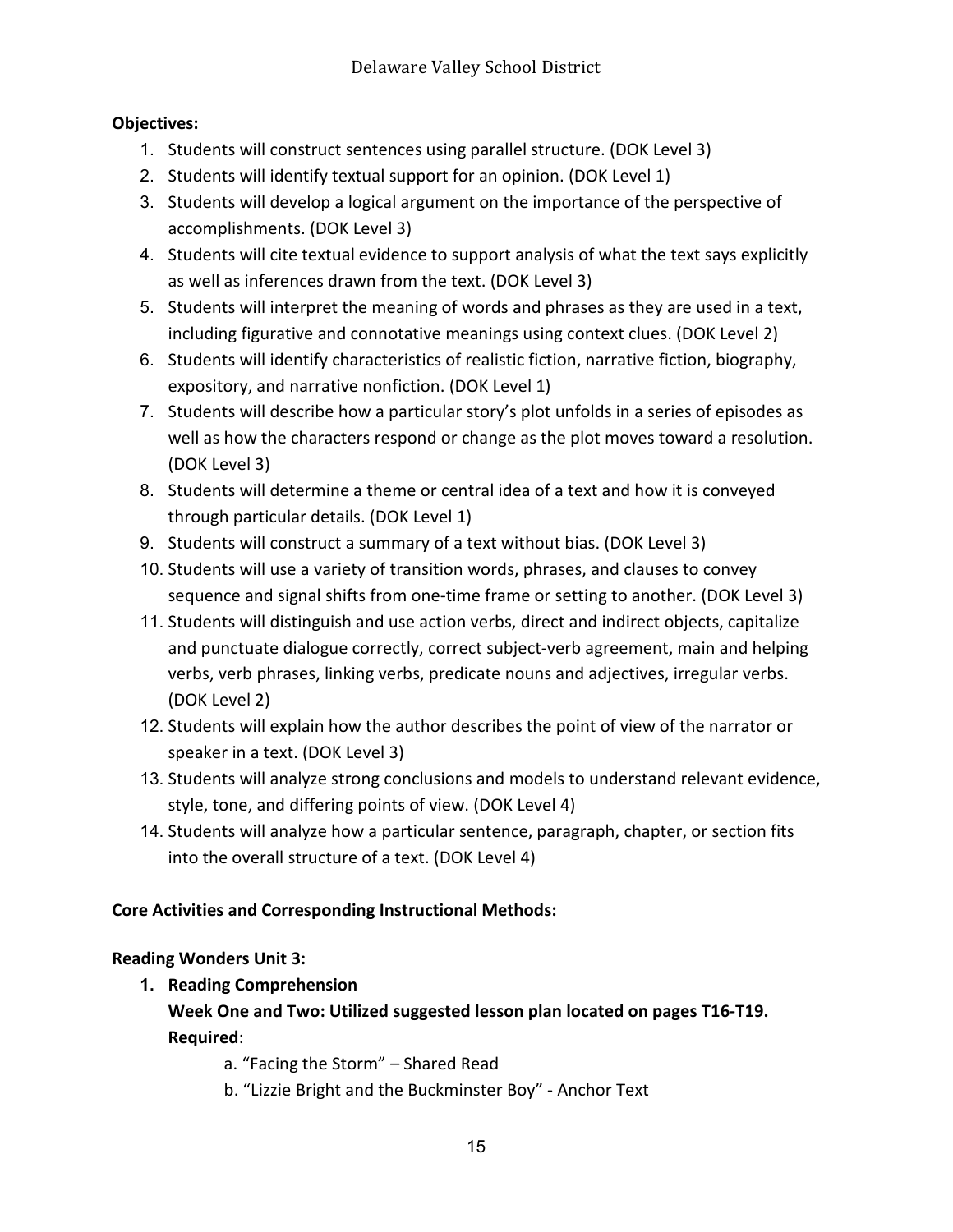**Objectives:**

1. Students will construct sentences using parallel structure. (DOK Level 3)
2. Students will identify textual support for an opinion. (DOK Level 1)
3. Students will develop a logical argument on the importance of the perspective of accomplishments. (DOK Level 3)
4. Students will cite textual evidence to support analysis of what the text says explicitly as well as inferences drawn from the text. (DOK Level 3)
5. Students will interpret the meaning of words and phrases as they are used in a text, including figurative and connotative meanings using context clues. (DOK Level 2)
6. Students will identify characteristics of realistic fiction, narrative fiction, biography, expository, and narrative nonfiction. (DOK Level 1)
7. Students will describe how a particular story's plot unfolds in a series of episodes as well as how the characters respond or change as the plot moves toward a resolution. (DOK Level 3)
8. Students will determine a theme or central idea of a text and how it is conveyed through particular details. (DOK Level 1)
9. Students will construct a summary of a text without bias. (DOK Level 3)
10. Students will use a variety of transition words, phrases, and clauses to convey sequence and signal shifts from one-time frame or setting to another. (DOK Level 3)
11. Students will distinguish and use action verbs, direct and indirect objects, capitalize and punctuate dialogue correctly, correct subject-verb agreement, main and helping verbs, verb phrases, linking verbs, predicate nouns and adjectives, irregular verbs. (DOK Level 2)
12. Students will explain how the author describes the point of view of the narrator or speaker in a text. (DOK Level 3)
13. Students will analyze strong conclusions and models to understand relevant evidence, style, tone, and differing points of view. (DOK Level 4)
14. Students will analyze how a particular sentence, paragraph, chapter, or section fits into the overall structure of a text. (DOK Level 4)

**Core Activities and Corresponding Instructional Methods:**

**Reading Wonders Unit 3:**

1. **Reading Comprehension**
   **Week One and Two: Utilized suggested lesson plan located on pages T16-T19.**
   **Required**:
      a. "Facing the Storm" – Shared Read
      b. "Lizzie Bright and the Buckminster Boy" - Anchor Text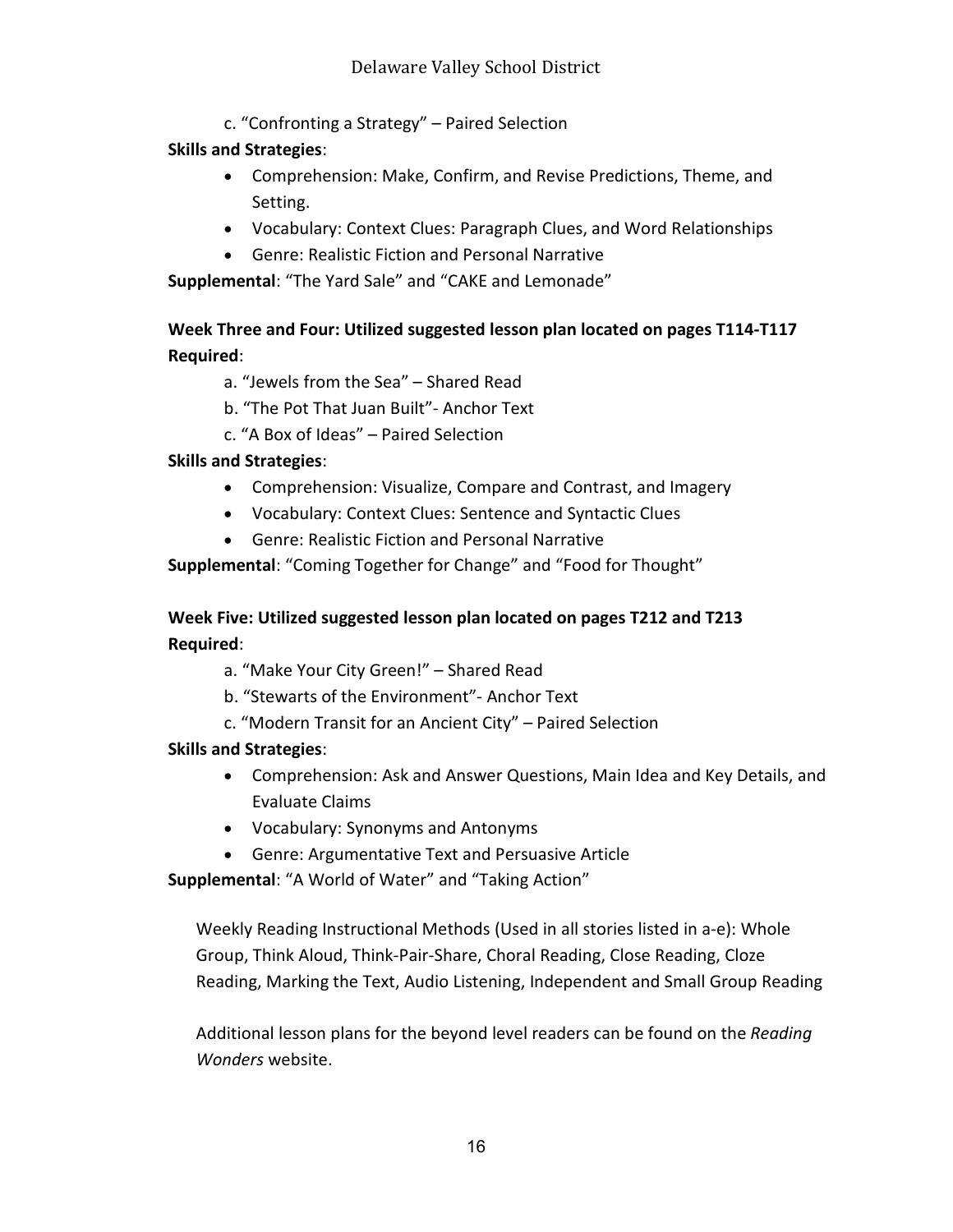c. "Confronting a Strategy" – Paired Selection

**Skills and Strategies**:

- Comprehension: Make, Confirm, and Revise Predictions, Theme, and Setting.
- Vocabulary: Context Clues: Paragraph Clues, and Word Relationships
- Genre: Realistic Fiction and Personal Narrative

**Supplemental**: "The Yard Sale" and "CAKE and Lemonade"

**Week Three and Four: Utilized suggested lesson plan located on pages T114-T117**

**Required**:

a. "Jewels from the Sea" – Shared Read

b. "The Pot That Juan Built"- Anchor Text

c. "A Box of Ideas" – Paired Selection

**Skills and Strategies**:

- Comprehension: Visualize, Compare and Contrast, and Imagery
- Vocabulary: Context Clues: Sentence and Syntactic Clues
- Genre: Realistic Fiction and Personal Narrative

**Supplemental**: "Coming Together for Change" and "Food for Thought"

**Week Five: Utilized suggested lesson plan located on pages T212 and T213**

**Required**:

a. "Make Your City Green!" – Shared Read

b. "Stewarts of the Environment"- Anchor Text

c. "Modern Transit for an Ancient City" – Paired Selection

**Skills and Strategies**:

- Comprehension: Ask and Answer Questions, Main Idea and Key Details, and Evaluate Claims
- Vocabulary: Synonyms and Antonyms
- Genre: Argumentative Text and Persuasive Article

**Supplemental**: "A World of Water" and "Taking Action"

Weekly Reading Instructional Methods (Used in all stories listed in a-e): Whole Group, Think Aloud, Think-Pair-Share, Choral Reading, Close Reading, Cloze Reading, Marking the Text, Audio Listening, Independent and Small Group Reading

Additional lesson plans for the beyond level readers can be found on the *Reading Wonders* website.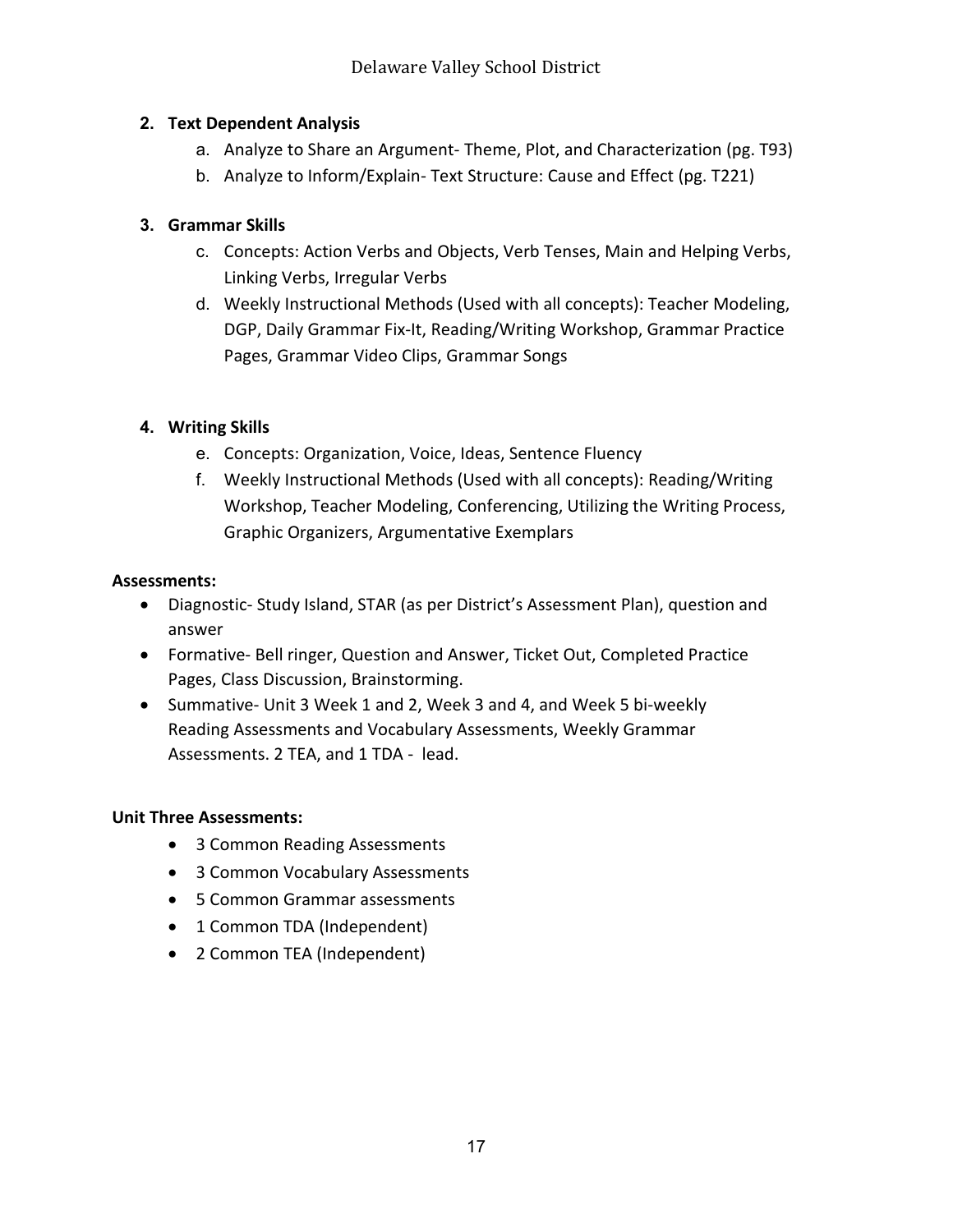2. **Text Dependent Analysis**
    a. Analyze to Share an Argument- Theme, Plot, and Characterization (pg. T93)
    b. Analyze to Inform/Explain- Text Structure: Cause and Effect (pg. T221)

3. **Grammar Skills**
    c. Concepts: Action Verbs and Objects, Verb Tenses, Main and Helping Verbs, Linking Verbs, Irregular Verbs
    d. Weekly Instructional Methods (Used with all concepts): Teacher Modeling, DGP, Daily Grammar Fix-It, Reading/Writing Workshop, Grammar Practice Pages, Grammar Video Clips, Grammar Songs

4. **Writing Skills**
    e. Concepts: Organization, Voice, Ideas, Sentence Fluency
    f. Weekly Instructional Methods (Used with all concepts): Reading/Writing Workshop, Teacher Modeling, Conferencing, Utilizing the Writing Process, Graphic Organizers, Argumentative Exemplars

**Assessments:**

- Diagnostic- Study Island, STAR (as per District's Assessment Plan), question and answer
- Formative- Bell ringer, Question and Answer, Ticket Out, Completed Practice Pages, Class Discussion, Brainstorming.
- Summative- Unit 3 Week 1 and 2, Week 3 and 4, and Week 5 bi-weekly Reading Assessments and Vocabulary Assessments, Weekly Grammar Assessments. 2 TEA, and 1 TDA - lead.

**Unit Three Assessments:**

- 3 Common Reading Assessments
- 3 Common Vocabulary Assessments
- 5 Common Grammar assessments
- 1 Common TDA (Independent)
- 2 Common TEA (Independent)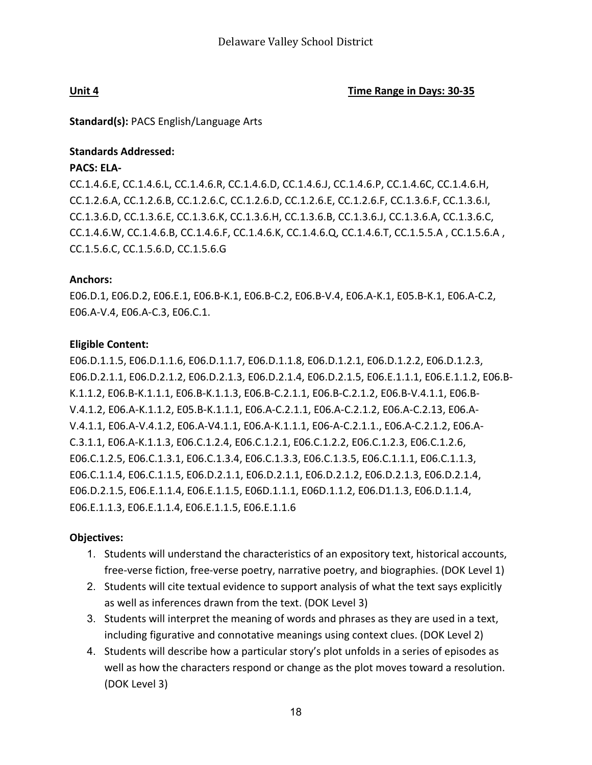**Unit 4** **Time Range in Days: 30-35**

**Standard(s):** PACS English/Language Arts

**Standards Addressed:**

**PACS: ELA-**

CC.1.4.6.E, CC.1.4.6.L, CC.1.4.6.R, CC.1.4.6.D, CC.1.4.6.J, CC.1.4.6.P, CC.1.4.6C, CC.1.4.6.H, CC.1.2.6.A, CC.1.2.6.B, CC.1.2.6.C, CC.1.2.6.D, CC.1.2.6.E, CC.1.2.6.F, CC.1.3.6.F, CC.1.3.6.I, CC.1.3.6.D, CC.1.3.6.E, CC.1.3.6.K, CC.1.3.6.H, CC.1.3.6.B, CC.1.3.6.J, CC.1.3.6.A, CC.1.3.6.C, CC.1.4.6.W, CC.1.4.6.B, CC.1.4.6.F, CC.1.4.6.K, CC.1.4.6.Q, CC.1.4.6.T, CC.1.5.5.A , CC.1.5.6.A , CC.1.5.6.C, CC.1.5.6.D, CC.1.5.6.G

**Anchors:**

E06.D.1, E06.D.2, E06.E.1, E06.B-K.1, E06.B-C.2, E06.B-V.4, E06.A-K.1, E05.B-K.1, E06.A-C.2, E06.A-V.4, E06.A-C.3, E06.C.1.

**Eligible Content:**

E06.D.1.1.5, E06.D.1.1.6, E06.D.1.1.7, E06.D.1.1.8, E06.D.1.2.1, E06.D.1.2.2, E06.D.1.2.3, E06.D.2.1.1, E06.D.2.1.2, E06.D.2.1.3, E06.D.2.1.4, E06.D.2.1.5, E06.E.1.1.1, E06.E.1.1.2, E06.B-K.1.1.2, E06.B-K.1.1.1, E06.B-K.1.1.3, E06.B-C.2.1.1, E06.B-C.2.1.2, E06.B-V.4.1.1, E06.B-V.4.1.2, E06.A-K.1.1.2, E05.B-K.1.1.1, E06.A-C.2.1.1, E06.A-C.2.1.2, E06.A-C.2.13, E06.A-V.4.1.1, E06.A-V.4.1.2, E06.A-V4.1.1, E06.A-K.1.1.1, E06-A-C.2.1.1., E06.A-C.2.1.2, E06.A-C.3.1.1, E06.A-K.1.1.3, E06.C.1.2.4, E06.C.1.2.1, E06.C.1.2.2, E06.C.1.2.3, E06.C.1.2.6, E06.C.1.2.5, E06.C.1.3.1, E06.C.1.3.4, E06.C.1.3.3, E06.C.1.3.5, E06.C.1.1.1, E06.C.1.1.3, E06.C.1.1.4, E06.C.1.1.5, E06.D.2.1.1, E06.D.2.1.1, E06.D.2.1.2, E06.D.2.1.3, E06.D.2.1.4, E06.D.2.1.5, E06.E.1.1.4, E06.E.1.1.5, E06D.1.1.1, E06D.1.1.2, E06.D1.1.3, E06.D.1.1.4, E06.E.1.1.3, E06.E.1.1.4, E06.E.1.1.5, E06.E.1.1.6

**Objectives:**

1. Students will understand the characteristics of an expository text, historical accounts, free-verse fiction, free-verse poetry, narrative poetry, and biographies. (DOK Level 1)
2. Students will cite textual evidence to support analysis of what the text says explicitly as well as inferences drawn from the text. (DOK Level 3)
3. Students will interpret the meaning of words and phrases as they are used in a text, including figurative and connotative meanings using context clues. (DOK Level 2)
4. Students will describe how a particular story's plot unfolds in a series of episodes as well as how the characters respond or change as the plot moves toward a resolution. (DOK Level 3)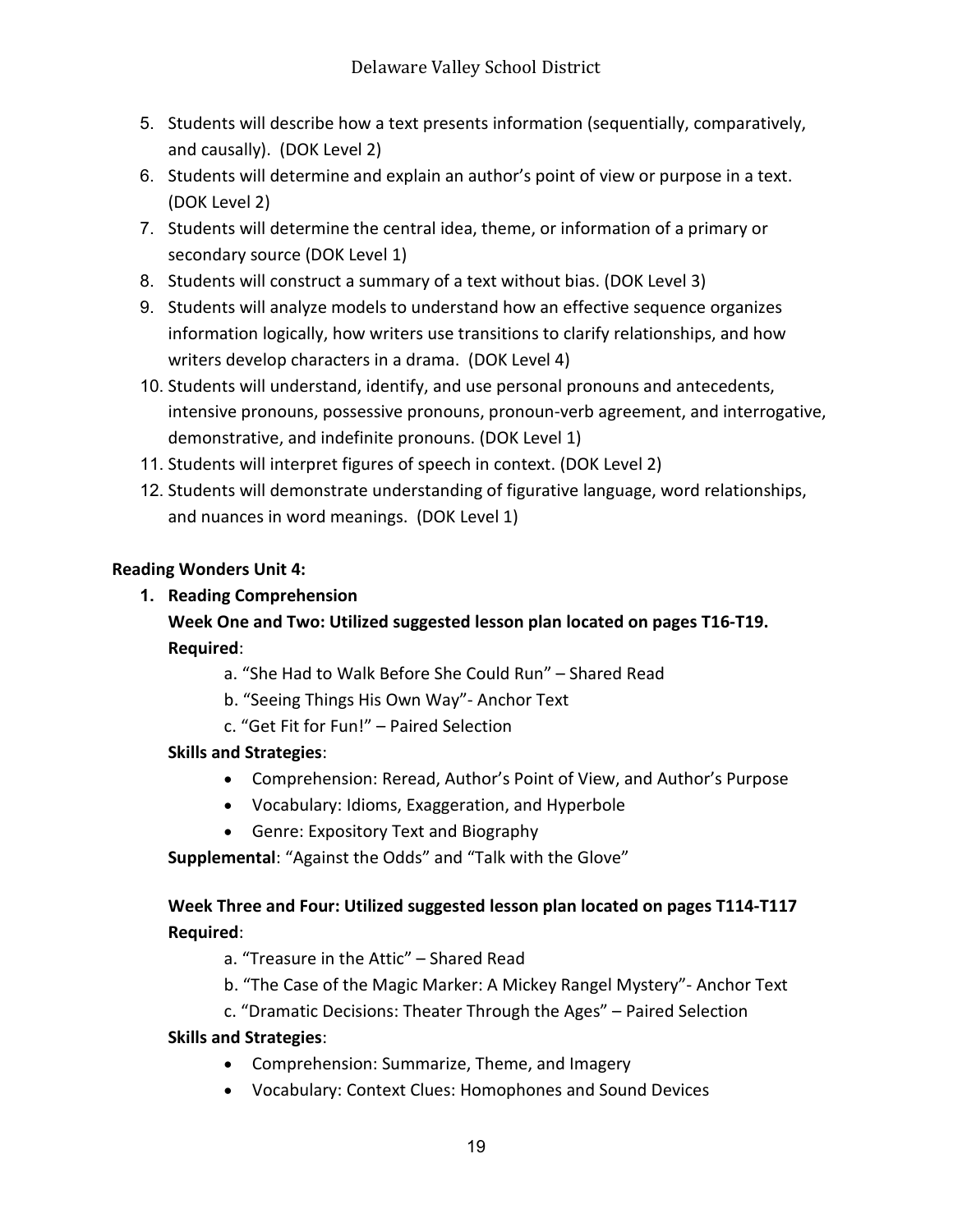5. Students will describe how a text presents information (sequentially, comparatively, and causally). (DOK Level 2)
6. Students will determine and explain an author's point of view or purpose in a text. (DOK Level 2)
7. Students will determine the central idea, theme, or information of a primary or secondary source (DOK Level 1)
8. Students will construct a summary of a text without bias. (DOK Level 3)
9. Students will analyze models to understand how an effective sequence organizes information logically, how writers use transitions to clarify relationships, and how writers develop characters in a drama. (DOK Level 4)
10. Students will understand, identify, and use personal pronouns and antecedents, intensive pronouns, possessive pronouns, pronoun-verb agreement, and interrogative, demonstrative, and indefinite pronouns. (DOK Level 1)
11. Students will interpret figures of speech in context. (DOK Level 2)
12. Students will demonstrate understanding of figurative language, word relationships, and nuances in word meanings. (DOK Level 1)

**Reading Wonders Unit 4:**

1. **Reading Comprehension**

   **Week One and Two: Utilized suggested lesson plan located on pages T16-T19.**

   **Required**:

   a. "She Had to Walk Before She Could Run" – Shared Read
   b. "Seeing Things His Own Way"- Anchor Text
   c. "Get Fit for Fun!" – Paired Selection

   **Skills and Strategies**:

   - Comprehension: Reread, Author's Point of View, and Author's Purpose
   - Vocabulary: Idioms, Exaggeration, and Hyperbole
   - Genre: Expository Text and Biography

   **Supplemental**: "Against the Odds" and "Talk with the Glove"

   **Week Three and Four: Utilized suggested lesson plan located on pages T114-T117**

   **Required**:

   a. "Treasure in the Attic" – Shared Read
   b. "The Case of the Magic Marker: A Mickey Rangel Mystery"- Anchor Text
   c. "Dramatic Decisions: Theater Through the Ages" – Paired Selection

   **Skills and Strategies**:

   - Comprehension: Summarize, Theme, and Imagery
   - Vocabulary: Context Clues: Homophones and Sound Devices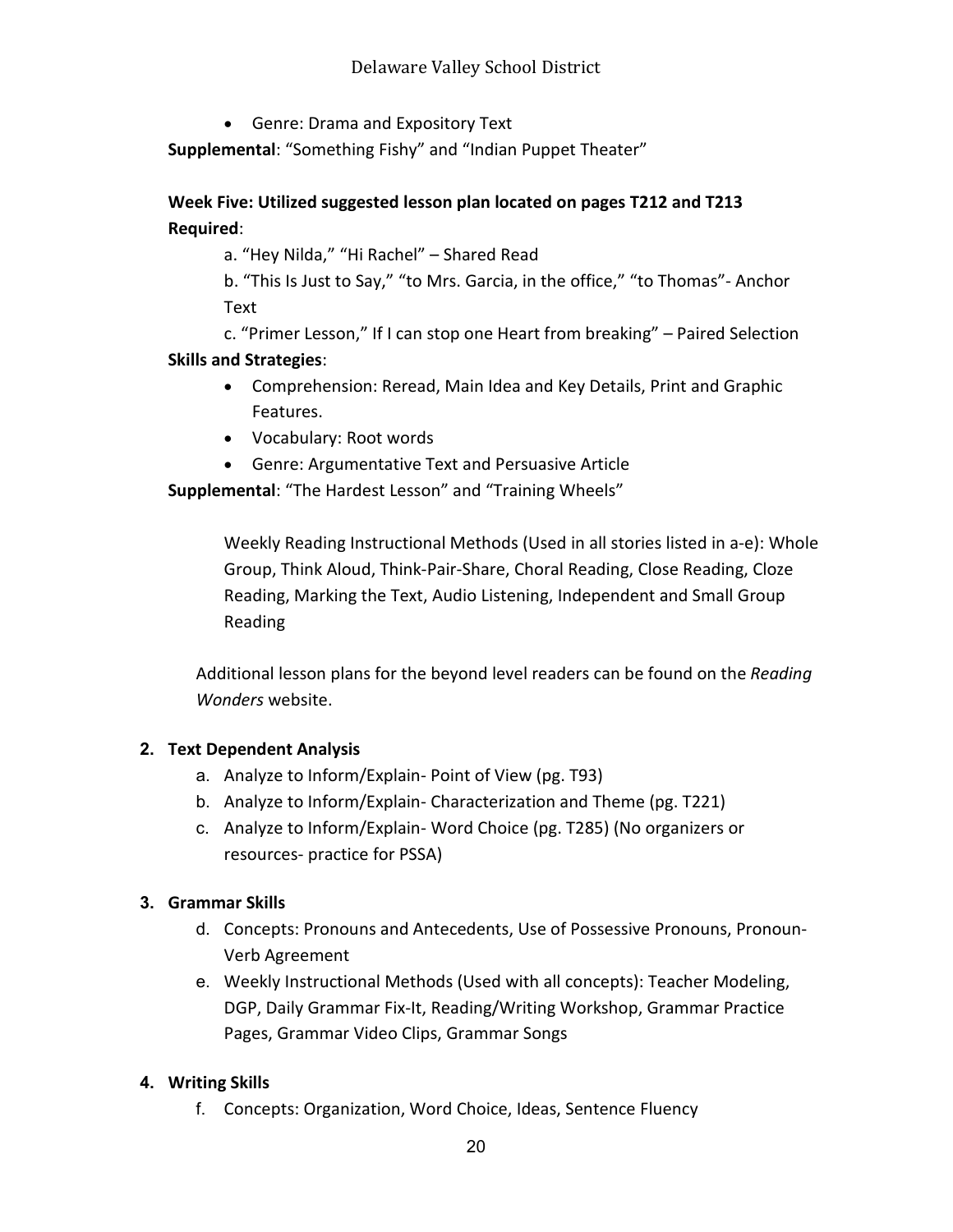- Genre: Drama and Expository Text

**Supplemental**: “Something Fishy” and “Indian Puppet Theater”

**Week Five: Utilized suggested lesson plan located on pages T212 and T213**

**Required**:

a. “Hey Nilda,” “Hi Rachel” – Shared Read

b. “This Is Just to Say,” “to Mrs. Garcia, in the office,” “to Thomas”- Anchor Text

c. “Primer Lesson,” If I can stop one Heart from breaking” – Paired Selection

**Skills and Strategies**:

- Comprehension: Reread, Main Idea and Key Details, Print and Graphic Features.
- Vocabulary: Root words
- Genre: Argumentative Text and Persuasive Article

**Supplemental**: “The Hardest Lesson” and “Training Wheels”

Weekly Reading Instructional Methods (Used in all stories listed in a-e): Whole Group, Think Aloud, Think-Pair-Share, Choral Reading, Close Reading, Cloze Reading, Marking the Text, Audio Listening, Independent and Small Group Reading

Additional lesson plans for the beyond level readers can be found on the *Reading Wonders* website.

**2. Text Dependent Analysis**

a. Analyze to Inform/Explain- Point of View (pg. T93)

b. Analyze to Inform/Explain- Characterization and Theme (pg. T221)

c. Analyze to Inform/Explain- Word Choice (pg. T285) (No organizers or resources- practice for PSSA)

**3. Grammar Skills**

d. Concepts: Pronouns and Antecedents, Use of Possessive Pronouns, Pronoun-Verb Agreement

e. Weekly Instructional Methods (Used with all concepts): Teacher Modeling, DGP, Daily Grammar Fix-It, Reading/Writing Workshop, Grammar Practice Pages, Grammar Video Clips, Grammar Songs

**4. Writing Skills**

f. Concepts: Organization, Word Choice, Ideas, Sentence Fluency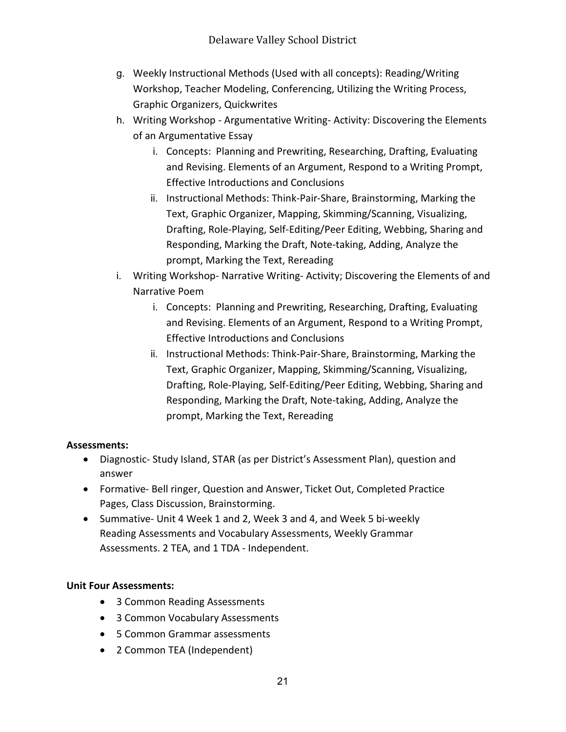g. Weekly Instructional Methods (Used with all concepts): Reading/Writing Workshop, Teacher Modeling, Conferencing, Utilizing the Writing Process, Graphic Organizers, Quickwrites

h. Writing Workshop - Argumentative Writing- Activity: Discovering the Elements of an Argumentative Essay
   i. Concepts: Planning and Prewriting, Researching, Drafting, Evaluating and Revising. Elements of an Argument, Respond to a Writing Prompt, Effective Introductions and Conclusions
   ii. Instructional Methods: Think-Pair-Share, Brainstorming, Marking the Text, Graphic Organizer, Mapping, Skimming/Scanning, Visualizing, Drafting, Role-Playing, Self-Editing/Peer Editing, Webbing, Sharing and Responding, Marking the Draft, Note-taking, Adding, Analyze the prompt, Marking the Text, Rereading

i. Writing Workshop- Narrative Writing- Activity; Discovering the Elements of and Narrative Poem
   i. Concepts: Planning and Prewriting, Researching, Drafting, Evaluating and Revising. Elements of an Argument, Respond to a Writing Prompt, Effective Introductions and Conclusions
   ii. Instructional Methods: Think-Pair-Share, Brainstorming, Marking the Text, Graphic Organizer, Mapping, Skimming/Scanning, Visualizing, Drafting, Role-Playing, Self-Editing/Peer Editing, Webbing, Sharing and Responding, Marking the Draft, Note-taking, Adding, Analyze the prompt, Marking the Text, Rereading

**Assessments:**

- Diagnostic- Study Island, STAR (as per District's Assessment Plan), question and answer
- Formative- Bell ringer, Question and Answer, Ticket Out, Completed Practice Pages, Class Discussion, Brainstorming.
- Summative- Unit 4 Week 1 and 2, Week 3 and 4, and Week 5 bi-weekly Reading Assessments and Vocabulary Assessments, Weekly Grammar Assessments. 2 TEA, and 1 TDA - Independent.

**Unit Four Assessments:**

- 3 Common Reading Assessments
- 3 Common Vocabulary Assessments
- 5 Common Grammar assessments
- 2 Common TEA (Independent)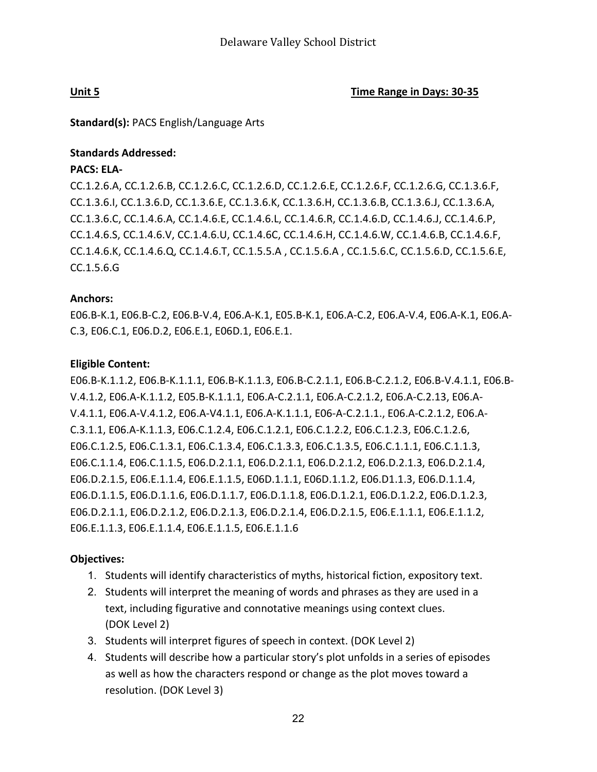**Unit 5** **Time Range in Days: 30-35**

**Standard(s):** PACS English/Language Arts

**Standards Addressed:**

**PACS: ELA-**

CC.1.2.6.A, CC.1.2.6.B, CC.1.2.6.C, CC.1.2.6.D, CC.1.2.6.E, CC.1.2.6.F, CC.1.2.6.G, CC.1.3.6.F, CC.1.3.6.I, CC.1.3.6.D, CC.1.3.6.E, CC.1.3.6.K, CC.1.3.6.H, CC.1.3.6.B, CC.1.3.6.J, CC.1.3.6.A, CC.1.3.6.C, CC.1.4.6.A, CC.1.4.6.E, CC.1.4.6.L, CC.1.4.6.R, CC.1.4.6.D, CC.1.4.6.J, CC.1.4.6.P, CC.1.4.6.S, CC.1.4.6.V, CC.1.4.6.U, CC.1.4.6C, CC.1.4.6.H, CC.1.4.6.W, CC.1.4.6.B, CC.1.4.6.F, CC.1.4.6.K, CC.1.4.6.Q, CC.1.4.6.T, CC.1.5.5.A , CC.1.5.6.A , CC.1.5.6.C, CC.1.5.6.D, CC.1.5.6.E, CC.1.5.6.G

**Anchors:**

E06.B-K.1, E06.B-C.2, E06.B-V.4, E06.A-K.1, E05.B-K.1, E06.A-C.2, E06.A-V.4, E06.A-K.1, E06.A-C.3, E06.C.1, E06.D.2, E06.E.1, E06D.1, E06.E.1.

**Eligible Content:**

E06.B-K.1.1.2, E06.B-K.1.1.1, E06.B-K.1.1.3, E06.B-C.2.1.1, E06.B-C.2.1.2, E06.B-V.4.1.1, E06.B-V.4.1.2, E06.A-K.1.1.2, E05.B-K.1.1.1, E06.A-C.2.1.1, E06.A-C.2.1.2, E06.A-C.2.13, E06.A-V.4.1.1, E06.A-V.4.1.2, E06.A-V4.1.1, E06.A-K.1.1.1, E06-A-C.2.1.1., E06.A-C.2.1.2, E06.A-C.3.1.1, E06.A-K.1.1.3, E06.C.1.2.4, E06.C.1.2.1, E06.C.1.2.2, E06.C.1.2.3, E06.C.1.2.6, E06.C.1.2.5, E06.C.1.3.1, E06.C.1.3.4, E06.C.1.3.3, E06.C.1.3.5, E06.C.1.1.1, E06.C.1.1.3, E06.C.1.1.4, E06.C.1.1.5, E06.D.2.1.1, E06.D.2.1.1, E06.D.2.1.2, E06.D.2.1.3, E06.D.2.1.4, E06.D.2.1.5, E06.E.1.1.4, E06.E.1.1.5, E06D.1.1.1, E06D.1.1.2, E06.D1.1.3, E06.D.1.1.4, E06.D.1.1.5, E06.D.1.1.6, E06.D.1.1.7, E06.D.1.1.8, E06.D.1.2.1, E06.D.1.2.2, E06.D.1.2.3, E06.D.2.1.1, E06.D.2.1.2, E06.D.2.1.3, E06.D.2.1.4, E06.D.2.1.5, E06.E.1.1.1, E06.E.1.1.2, E06.E.1.1.3, E06.E.1.1.4, E06.E.1.1.5, E06.E.1.1.6

**Objectives:**

1. Students will identify characteristics of myths, historical fiction, expository text.
2. Students will interpret the meaning of words and phrases as they are used in a text, including figurative and connotative meanings using context clues. (DOK Level 2)
3. Students will interpret figures of speech in context. (DOK Level 2)
4. Students will describe how a particular story's plot unfolds in a series of episodes as well as how the characters respond or change as the plot moves toward a resolution. (DOK Level 3)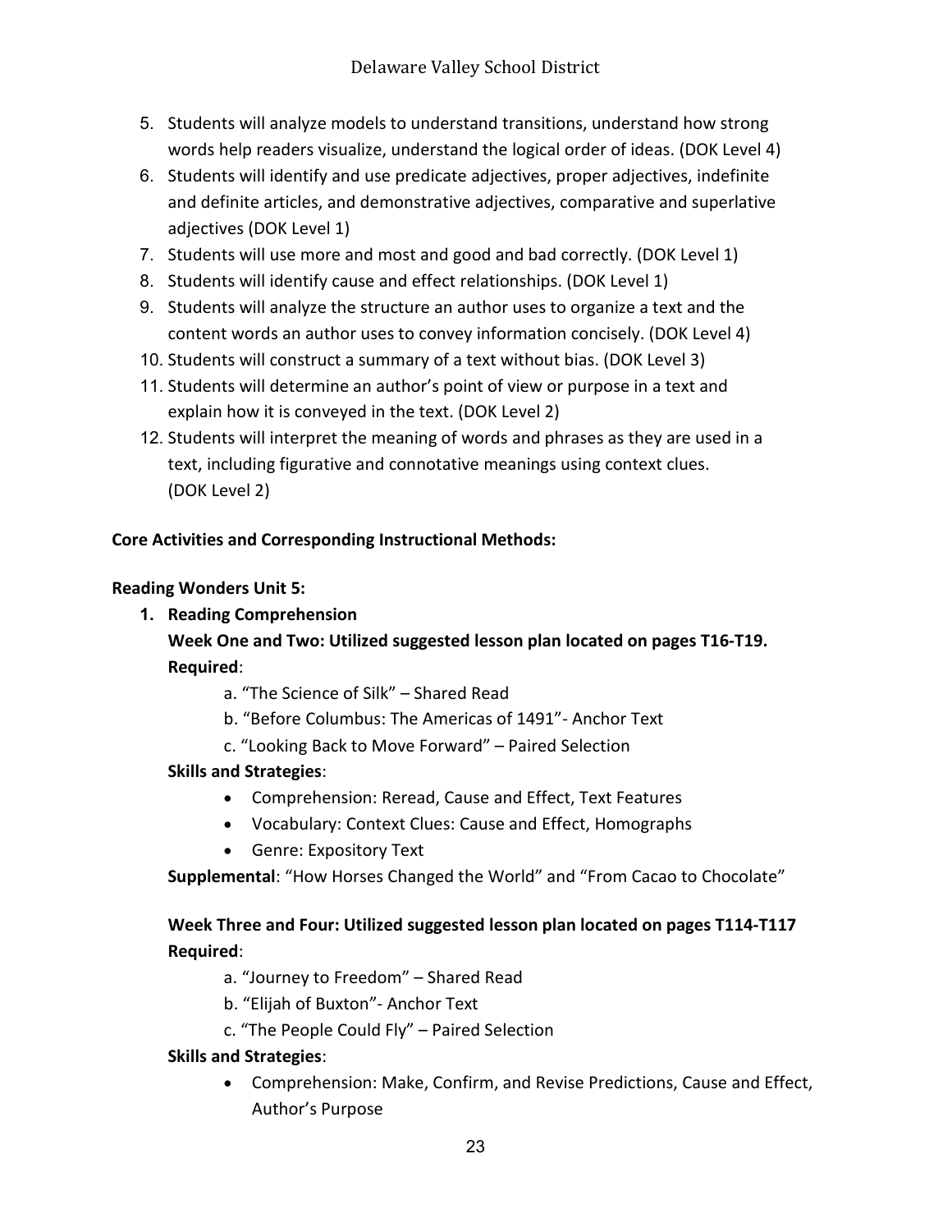5. Students will analyze models to understand transitions, understand how strong words help readers visualize, understand the logical order of ideas. (DOK Level 4)
6. Students will identify and use predicate adjectives, proper adjectives, indefinite and definite articles, and demonstrative adjectives, comparative and superlative adjectives (DOK Level 1)
7. Students will use more and most and good and bad correctly. (DOK Level 1)
8. Students will identify cause and effect relationships. (DOK Level 1)
9. Students will analyze the structure an author uses to organize a text and the content words an author uses to convey information concisely. (DOK Level 4)
10. Students will construct a summary of a text without bias. (DOK Level 3)
11. Students will determine an author's point of view or purpose in a text and explain how it is conveyed in the text. (DOK Level 2)
12. Students will interpret the meaning of words and phrases as they are used in a text, including figurative and connotative meanings using context clues. (DOK Level 2)

**Core Activities and Corresponding Instructional Methods:**

**Reading Wonders Unit 5:**

1. **Reading Comprehension**

   **Week One and Two: Utilized suggested lesson plan located on pages T16-T19.**
   **Required**:

   a. "The Science of Silk" – Shared Read
   b. "Before Columbus: The Americas of 1491"- Anchor Text
   c. "Looking Back to Move Forward" – Paired Selection

   **Skills and Strategies**:

   - Comprehension: Reread, Cause and Effect, Text Features
   - Vocabulary: Context Clues: Cause and Effect, Homographs
   - Genre: Expository Text

   **Supplemental**: "How Horses Changed the World" and "From Cacao to Chocolate"

   **Week Three and Four: Utilized suggested lesson plan located on pages T114-T117**
   **Required**:

   a. "Journey to Freedom" – Shared Read
   b. "Elijah of Buxton"- Anchor Text
   c. "The People Could Fly" – Paired Selection

   **Skills and Strategies**:

   - Comprehension: Make, Confirm, and Revise Predictions, Cause and Effect, Author's Purpose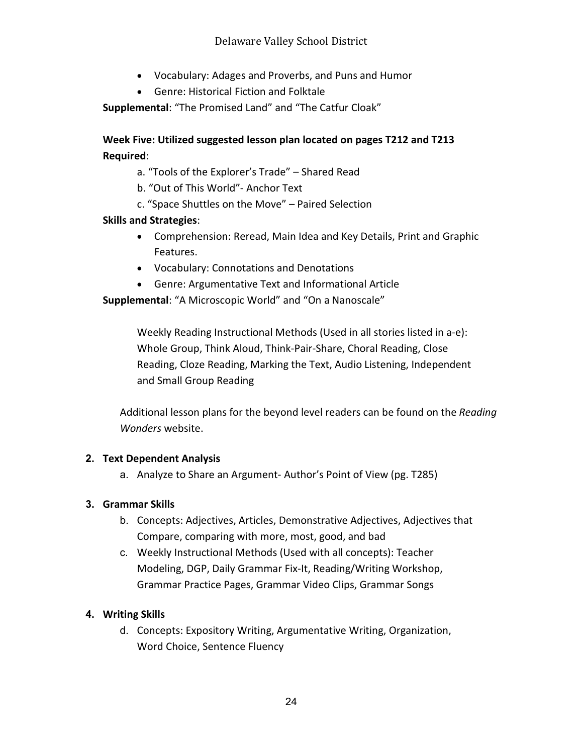- Vocabulary: Adages and Proverbs, and Puns and Humor
- Genre: Historical Fiction and Folktale

**Supplemental**: “The Promised Land” and “The Catfur Cloak”

**Week Five: Utilized suggested lesson plan located on pages T212 and T213**
**Required**:

a. “Tools of the Explorer’s Trade” – Shared Read
b. “Out of This World”- Anchor Text
c. “Space Shuttles on the Move” – Paired Selection

**Skills and Strategies**:

- Comprehension: Reread, Main Idea and Key Details, Print and Graphic Features.
- Vocabulary: Connotations and Denotations
- Genre: Argumentative Text and Informational Article

**Supplemental**: “A Microscopic World” and “On a Nanoscale”

Weekly Reading Instructional Methods (Used in all stories listed in a-e): Whole Group, Think Aloud, Think-Pair-Share, Choral Reading, Close Reading, Cloze Reading, Marking the Text, Audio Listening, Independent and Small Group Reading

Additional lesson plans for the beyond level readers can be found on the *Reading Wonders* website.

**2. Text Dependent Analysis**

a. Analyze to Share an Argument- Author’s Point of View (pg. T285)

**3. Grammar Skills**

b. Concepts: Adjectives, Articles, Demonstrative Adjectives, Adjectives that Compare, comparing with more, most, good, and bad
c. Weekly Instructional Methods (Used with all concepts): Teacher Modeling, DGP, Daily Grammar Fix-It, Reading/Writing Workshop, Grammar Practice Pages, Grammar Video Clips, Grammar Songs

**4. Writing Skills**

d. Concepts: Expository Writing, Argumentative Writing, Organization, Word Choice, Sentence Fluency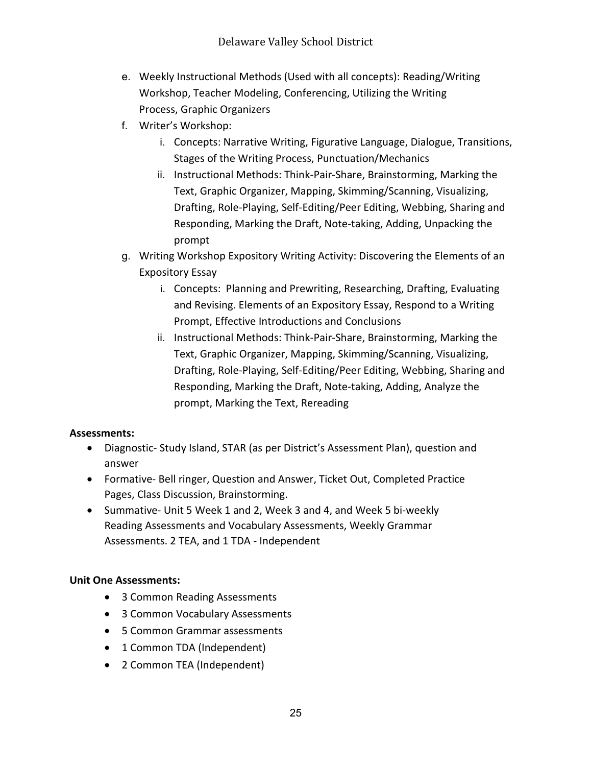e. Weekly Instructional Methods (Used with all concepts): Reading/Writing Workshop, Teacher Modeling, Conferencing, Utilizing the Writing Process, Graphic Organizers

f. Writer's Workshop:
   i. Concepts: Narrative Writing, Figurative Language, Dialogue, Transitions, Stages of the Writing Process, Punctuation/Mechanics
   ii. Instructional Methods: Think-Pair-Share, Brainstorming, Marking the Text, Graphic Organizer, Mapping, Skimming/Scanning, Visualizing, Drafting, Role-Playing, Self-Editing/Peer Editing, Webbing, Sharing and Responding, Marking the Draft, Note-taking, Adding, Unpacking the prompt

g. Writing Workshop Expository Writing Activity: Discovering the Elements of an Expository Essay
   i. Concepts: Planning and Prewriting, Researching, Drafting, Evaluating and Revising. Elements of an Expository Essay, Respond to a Writing Prompt, Effective Introductions and Conclusions
   ii. Instructional Methods: Think-Pair-Share, Brainstorming, Marking the Text, Graphic Organizer, Mapping, Skimming/Scanning, Visualizing, Drafting, Role-Playing, Self-Editing/Peer Editing, Webbing, Sharing and Responding, Marking the Draft, Note-taking, Adding, Analyze the prompt, Marking the Text, Rereading

**Assessments:**

- Diagnostic- Study Island, STAR (as per District's Assessment Plan), question and answer
- Formative- Bell ringer, Question and Answer, Ticket Out, Completed Practice Pages, Class Discussion, Brainstorming.
- Summative- Unit 5 Week 1 and 2, Week 3 and 4, and Week 5 bi-weekly Reading Assessments and Vocabulary Assessments, Weekly Grammar Assessments. 2 TEA, and 1 TDA - Independent

**Unit One Assessments:**

- 3 Common Reading Assessments
- 3 Common Vocabulary Assessments
- 5 Common Grammar assessments
- 1 Common TDA (Independent)
- 2 Common TEA (Independent)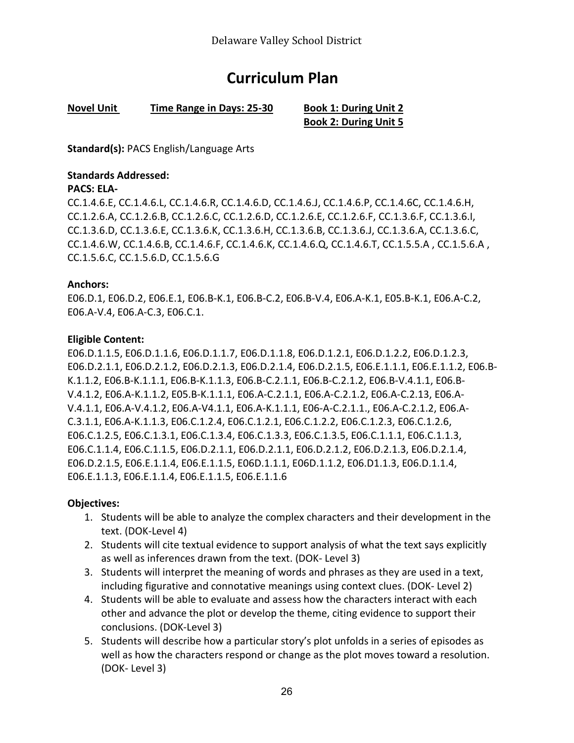# Curriculum Plan

**Novel Unit** **Time Range in Days: 25-30** **Book 1: During Unit 2**
**Book 2: During Unit 5**

**Standard(s):** PACS English/Language Arts

**Standards Addressed:**

**PACS: ELA-**

CC.1.4.6.E, CC.1.4.6.L, CC.1.4.6.R, CC.1.4.6.D, CC.1.4.6.J, CC.1.4.6.P, CC.1.4.6C, CC.1.4.6.H, CC.1.2.6.A, CC.1.2.6.B, CC.1.2.6.C, CC.1.2.6.D, CC.1.2.6.E, CC.1.2.6.F, CC.1.3.6.F, CC.1.3.6.I, CC.1.3.6.D, CC.1.3.6.E, CC.1.3.6.K, CC.1.3.6.H, CC.1.3.6.B, CC.1.3.6.J, CC.1.3.6.A, CC.1.3.6.C, CC.1.4.6.W, CC.1.4.6.B, CC.1.4.6.F, CC.1.4.6.K, CC.1.4.6.Q, CC.1.4.6.T, CC.1.5.5.A , CC.1.5.6.A , CC.1.5.6.C, CC.1.5.6.D, CC.1.5.6.G

**Anchors:**

E06.D.1, E06.D.2, E06.E.1, E06.B-K.1, E06.B-C.2, E06.B-V.4, E06.A-K.1, E05.B-K.1, E06.A-C.2, E06.A-V.4, E06.A-C.3, E06.C.1.

**Eligible Content:**

E06.D.1.1.5, E06.D.1.1.6, E06.D.1.1.7, E06.D.1.1.8, E06.D.1.2.1, E06.D.1.2.2, E06.D.1.2.3, E06.D.2.1.1, E06.D.2.1.2, E06.D.2.1.3, E06.D.2.1.4, E06.D.2.1.5, E06.E.1.1.1, E06.E.1.1.2, E06.B-K.1.1.2, E06.B-K.1.1.1, E06.B-K.1.1.3, E06.B-C.2.1.1, E06.B-C.2.1.2, E06.B-V.4.1.1, E06.B-V.4.1.2, E06.A-K.1.1.2, E05.B-K.1.1.1, E06.A-C.2.1.1, E06.A-C.2.1.2, E06.A-C.2.13, E06.A-V.4.1.1, E06.A-V.4.1.2, E06.A-V4.1.1, E06.A-K.1.1.1, E06-A-C.2.1.1., E06.A-C.2.1.2, E06.A-C.3.1.1, E06.A-K.1.1.3, E06.C.1.2.4, E06.C.1.2.1, E06.C.1.2.2, E06.C.1.2.3, E06.C.1.2.6, E06.C.1.2.5, E06.C.1.3.1, E06.C.1.3.4, E06.C.1.3.3, E06.C.1.3.5, E06.C.1.1.1, E06.C.1.1.3, E06.C.1.1.4, E06.C.1.1.5, E06.D.2.1.1, E06.D.2.1.1, E06.D.2.1.2, E06.D.2.1.3, E06.D.2.1.4, E06.D.2.1.5, E06.E.1.1.4, E06.E.1.1.5, E06D.1.1.1, E06D.1.1.2, E06.D1.1.3, E06.D.1.1.4, E06.E.1.1.3, E06.E.1.1.4, E06.E.1.1.5, E06.E.1.1.6

**Objectives:**

1. Students will be able to analyze the complex characters and their development in the text. (DOK-Level 4)
2. Students will cite textual evidence to support analysis of what the text says explicitly as well as inferences drawn from the text. (DOK- Level 3)
3. Students will interpret the meaning of words and phrases as they are used in a text, including figurative and connotative meanings using context clues. (DOK- Level 2)
4. Students will be able to evaluate and assess how the characters interact with each other and advance the plot or develop the theme, citing evidence to support their conclusions. (DOK-Level 3)
5. Students will describe how a particular story's plot unfolds in a series of episodes as well as how the characters respond or change as the plot moves toward a resolution. (DOK- Level 3)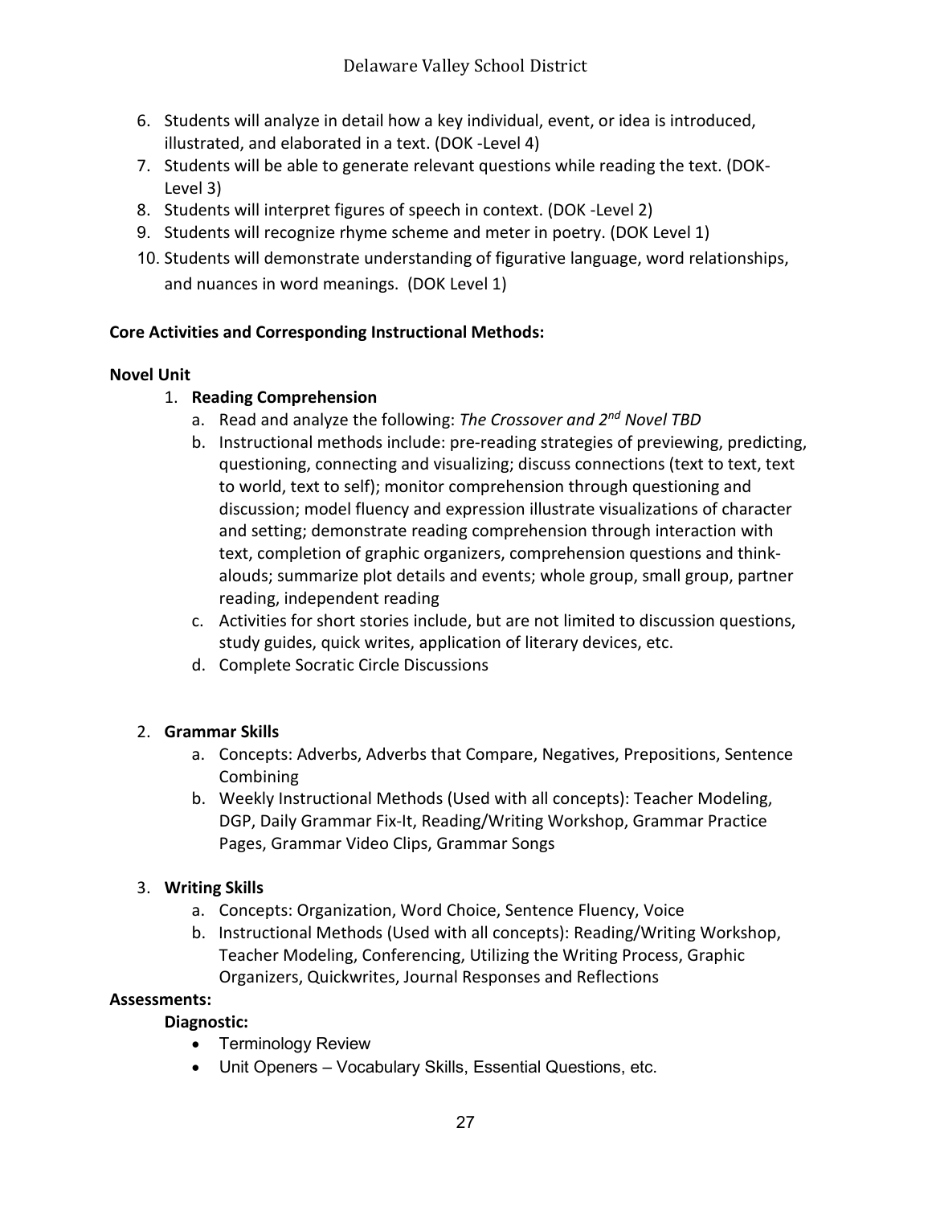6. Students will analyze in detail how a key individual, event, or idea is introduced, illustrated, and elaborated in a text. (DOK -Level 4)
7. Students will be able to generate relevant questions while reading the text. (DOK-Level 3)
8. Students will interpret figures of speech in context. (DOK -Level 2)
9. Students will recognize rhyme scheme and meter in poetry. (DOK Level 1)
10. Students will demonstrate understanding of figurative language, word relationships, and nuances in word meanings. (DOK Level 1)

**Core Activities and Corresponding Instructional Methods:**

**Novel Unit**

1. **Reading Comprehension**
   a. Read and analyze the following: *The Crossover and 2nd Novel TBD*
   b. Instructional methods include: pre-reading strategies of previewing, predicting, questioning, connecting and visualizing; discuss connections (text to text, text to world, text to self); monitor comprehension through questioning and discussion; model fluency and expression illustrate visualizations of character and setting; demonstrate reading comprehension through interaction with text, completion of graphic organizers, comprehension questions and think-alouds; summarize plot details and events; whole group, small group, partner reading, independent reading
   c. Activities for short stories include, but are not limited to discussion questions, study guides, quick writes, application of literary devices, etc.
   d. Complete Socratic Circle Discussions

2. **Grammar Skills**
   a. Concepts: Adverbs, Adverbs that Compare, Negatives, Prepositions, Sentence Combining
   b. Weekly Instructional Methods (Used with all concepts): Teacher Modeling, DGP, Daily Grammar Fix-It, Reading/Writing Workshop, Grammar Practice Pages, Grammar Video Clips, Grammar Songs

3. **Writing Skills**
   a. Concepts: Organization, Word Choice, Sentence Fluency, Voice
   b. Instructional Methods (Used with all concepts): Reading/Writing Workshop, Teacher Modeling, Conferencing, Utilizing the Writing Process, Graphic Organizers, Quickwrites, Journal Responses and Reflections

**Assessments:**

**Diagnostic:**

- Terminology Review
- Unit Openers – Vocabulary Skills, Essential Questions, etc.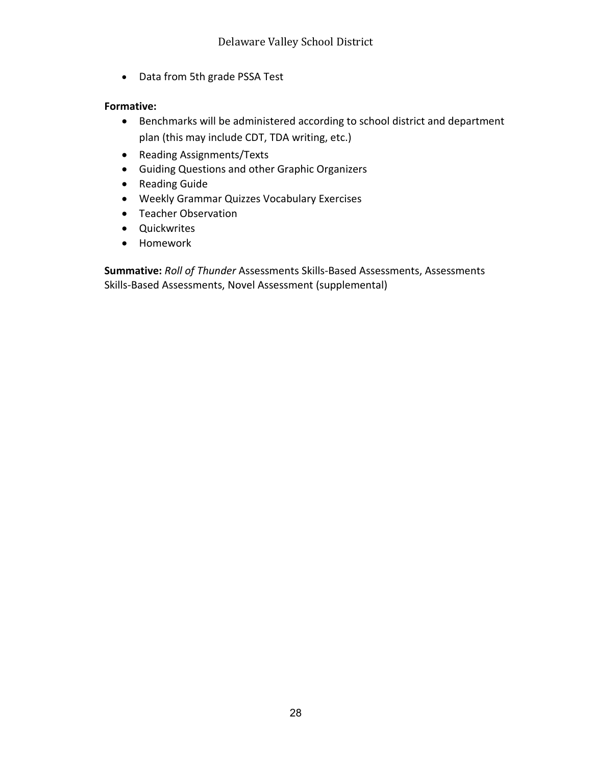- Data from 5th grade PSSA Test

**Formative:**

- Benchmarks will be administered according to school district and department plan (this may include CDT, TDA writing, etc.)
- Reading Assignments/Texts
- Guiding Questions and other Graphic Organizers
- Reading Guide
- Weekly Grammar Quizzes Vocabulary Exercises
- Teacher Observation
- Quickwrites
- Homework

**Summative:** *Roll of Thunder* Assessments Skills-Based Assessments, Assessments Skills-Based Assessments, Novel Assessment (supplemental)